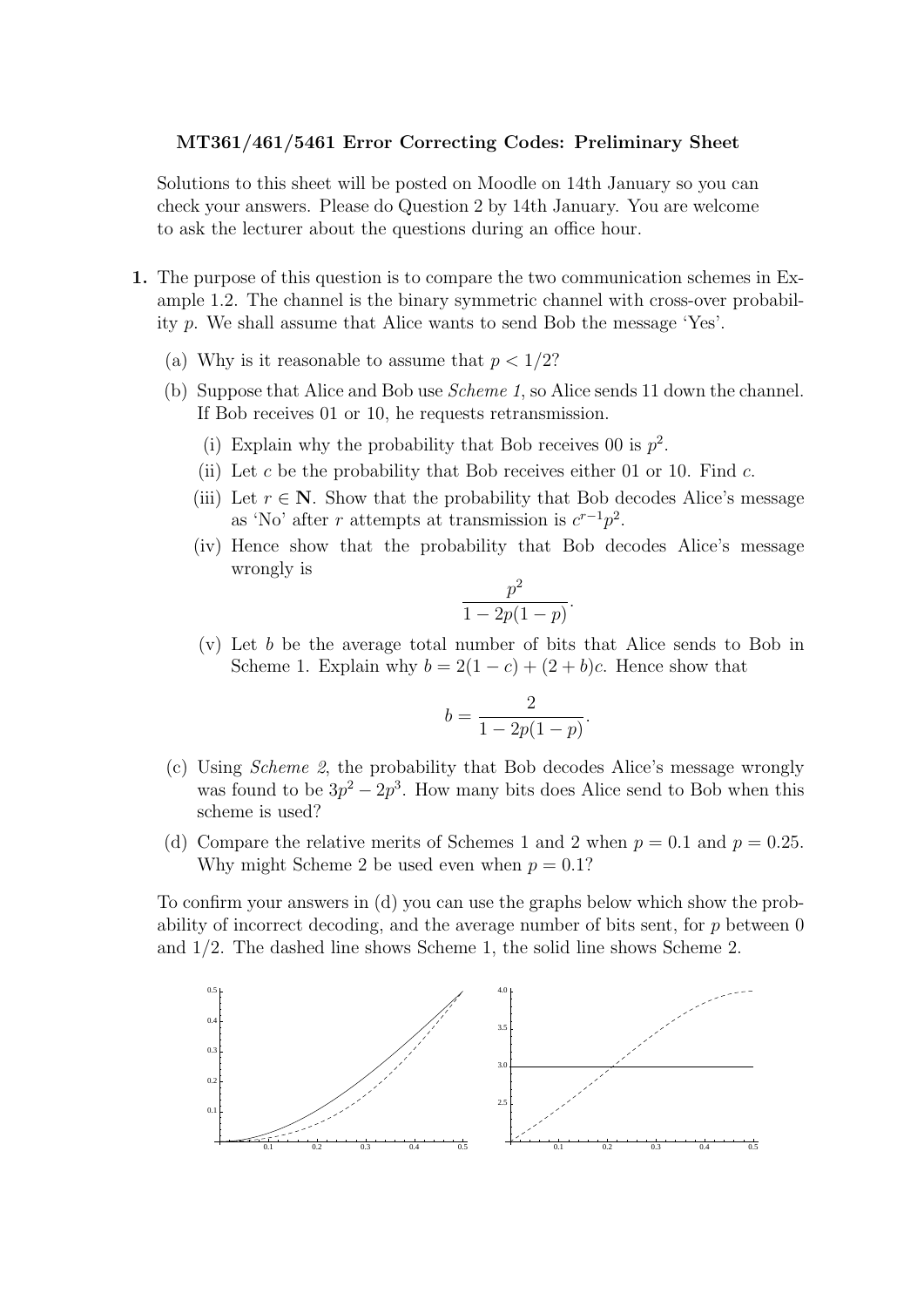**MT361/461/5461 Error Correcting Codes: Preliminary Sheet**

Solutions to this sheet will be posted on Moodle on 14th January so you can check your answers. Please do Question 2 by 14th January. You are welcome to ask the lecturer about the questions during an office hour.

**1.** The purpose of this question is to compare the two communication schemes in Example 1.2. The channel is the binary symmetric channel with cross-over probability $p$. We shall assume that Alice wants to send Bob the message 'Yes'.

(a) Why is it reasonable to assume that $p < 1/2$?

(b) Suppose that Alice and Bob use *Scheme 1*, so Alice sends 11 down the channel. If Bob receives 01 or 10, he requests retransmission.

  (i) Explain why the probability that Bob receives 00 is $p^2$.

  (ii) Let $c$ be the probability that Bob receives either 01 or 10. Find $c$.

  (iii) Let $r \in \mathbf{N}$. Show that the probability that Bob decodes Alice's message as 'No' after $r$ attempts at transmission is $c^{r-1}p^2$.

  (iv) Hence show that the probability that Bob decodes Alice's message wrongly is

$$\frac{p^2}{1 - 2p(1-p)}.$$

  (v) Let $b$ be the average total number of bits that Alice sends to Bob in Scheme 1. Explain why $b = 2(1-c) + (2+b)c$. Hence show that

$$b = \frac{2}{1 - 2p(1-p)}.$$

(c) Using *Scheme 2*, the probability that Bob decodes Alice's message wrongly was found to be $3p^2 - 2p^3$. How many bits does Alice send to Bob when this scheme is used?

(d) Compare the relative merits of Schemes 1 and 2 when $p = 0.1$ and $p = 0.25$. Why might Scheme 2 be used even when $p = 0.1$?

To confirm your answers in (d) you can use the graphs below which show the probability of incorrect decoding, and the average number of bits sent, for $p$ between 0 and 1/2. The dashed line shows Scheme 1, the solid line shows Scheme 2.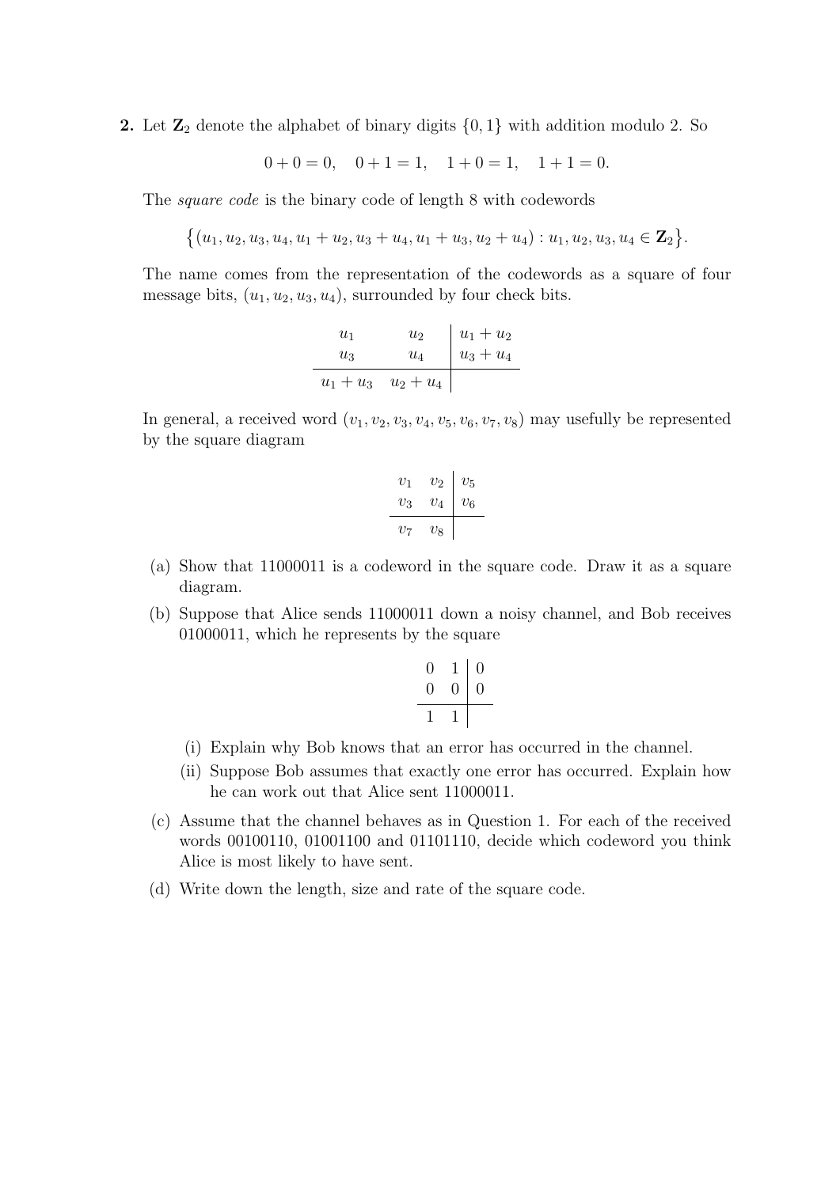**2.** Let $\mathbf{Z}_2$ denote the alphabet of binary digits $\{0, 1\}$ with addition modulo 2. So

$$0 + 0 = 0, \quad 0 + 1 = 1, \quad 1 + 0 = 1, \quad 1 + 1 = 0.$$

The *square code* is the binary code of length 8 with codewords

$$\{(u_1, u_2, u_3, u_4, u_1 + u_2, u_3 + u_4, u_1 + u_3, u_2 + u_4) : u_1, u_2, u_3, u_4 \in \mathbf{Z}_2\}.$$

The name comes from the representation of the codewords as a square of four message bits, $(u_1, u_2, u_3, u_4)$, surrounded by four check bits.

$$\begin{array}{cc|c} u_1 & u_2 & u_1 + u_2 \\ u_3 & u_4 & u_3 + u_4 \\ \hline u_1 + u_3 & u_2 + u_4 & \end{array}$$

In general, a received word $(v_1, v_2, v_3, v_4, v_5, v_6, v_7, v_8)$ may usefully be represented by the square diagram

$$\begin{array}{cc|c} v_1 & v_2 & v_5 \\ v_3 & v_4 & v_6 \\ \hline v_7 & v_8 & \end{array}$$

(a) Show that 11000011 is a codeword in the square code. Draw it as a square diagram.

(b) Suppose that Alice sends 11000011 down a noisy channel, and Bob receives 01000011, which he represents by the square

$$\begin{array}{cc|c} 0 & 1 & 0 \\ 0 & 0 & 0 \\ \hline 1 & 1 & \end{array}$$

(i) Explain why Bob knows that an error has occurred in the channel.

(ii) Suppose Bob assumes that exactly one error has occurred. Explain how he can work out that Alice sent 11000011.

(c) Assume that the channel behaves as in Question 1. For each of the received words 00100110, 01001100 and 01101110, decide which codeword you think Alice is most likely to have sent.

(d) Write down the length, size and rate of the square code.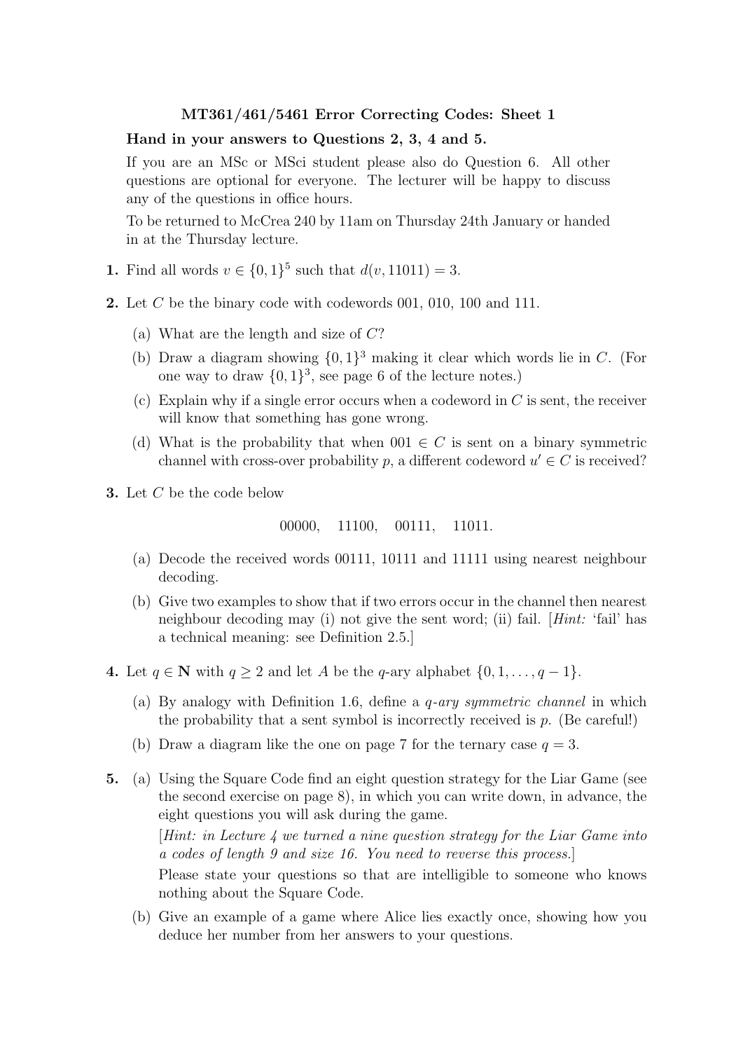## MT361/461/5461 Error Correcting Codes: Sheet 1

**Hand in your answers to Questions 2, 3, 4 and 5.**

If you are an MSc or MSci student please also do Question 6. All other questions are optional for everyone. The lecturer will be happy to discuss any of the questions in office hours.

To be returned to McCrea 240 by 11am on Thursday 24th January or handed in at the Thursday lecture.

**1.** Find all words $v \in \{0,1\}^5$ such that $d(v, 11011) = 3$.

**2.** Let $C$ be the binary code with codewords 001, 010, 100 and 111.

(a) What are the length and size of $C$?

(b) Draw a diagram showing $\{0,1\}^3$ making it clear which words lie in $C$. (For one way to draw $\{0,1\}^3$, see page 6 of the lecture notes.)

(c) Explain why if a single error occurs when a codeword in $C$ is sent, the receiver will know that something has gone wrong.

(d) What is the probability that when $001 \in C$ is sent on a binary symmetric channel with cross-over probability $p$, a different codeword $u' \in C$ is received?

**3.** Let $C$ be the code below

$$00000, \quad 11100, \quad 00111, \quad 11011.$$

(a) Decode the received words 00111, 10111 and 11111 using nearest neighbour decoding.

(b) Give two examples to show that if two errors occur in the channel then nearest neighbour decoding may (i) not give the sent word; (ii) fail. [*Hint:* 'fail' has a technical meaning: see Definition 2.5.]

**4.** Let $q \in \mathbf{N}$ with $q \geq 2$ and let $A$ be the $q$-ary alphabet $\{0, 1, \ldots, q-1\}$.

(a) By analogy with Definition 1.6, define a *q-ary symmetric channel* in which the probability that a sent symbol is incorrectly received is $p$. (Be careful!)

(b) Draw a diagram like the one on page 7 for the ternary case $q = 3$.

**5.** (a) Using the Square Code find an eight question strategy for the Liar Game (see the second exercise on page 8), in which you can write down, in advance, the eight questions you will ask during the game.

[*Hint: in Lecture 4 we turned a nine question strategy for the Liar Game into a codes of length 9 and size 16. You need to reverse this process.*]

Please state your questions so that are intelligible to someone who knows nothing about the Square Code.

(b) Give an example of a game where Alice lies exactly once, showing how you deduce her number from her answers to your questions.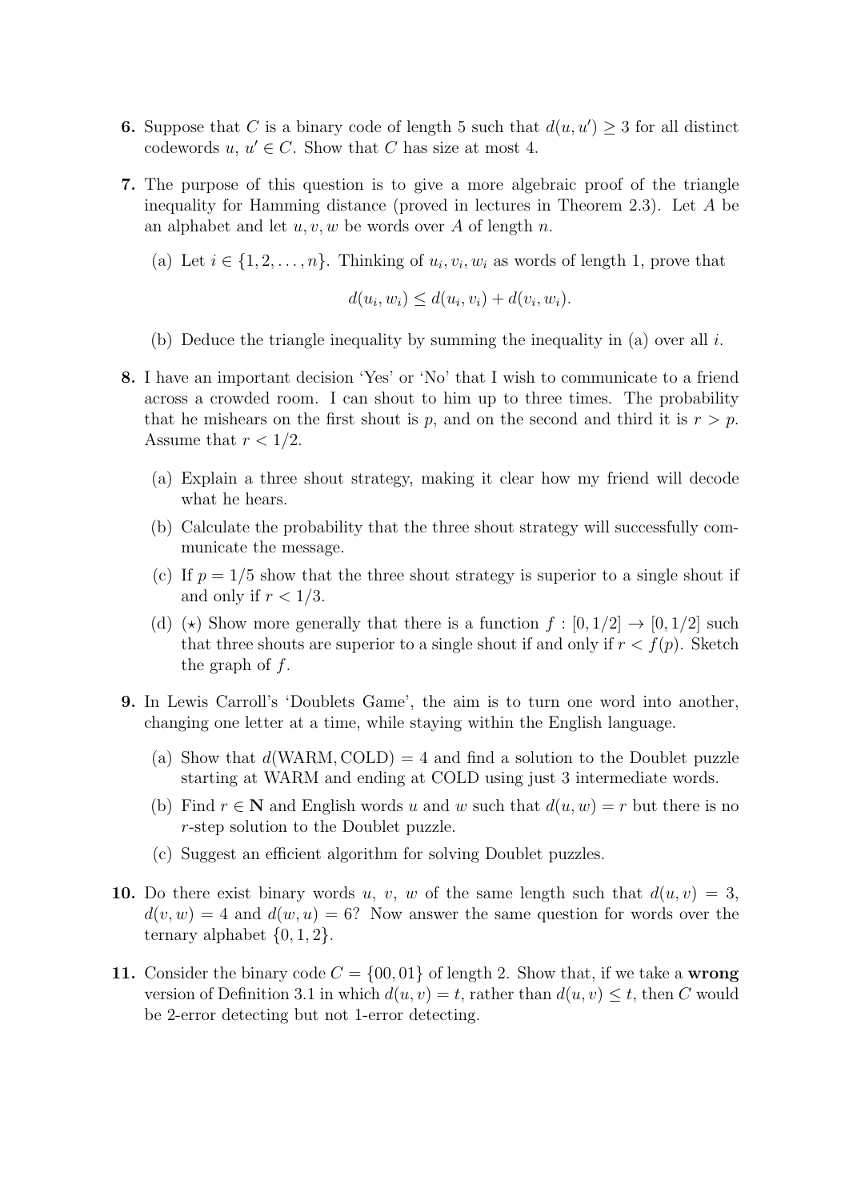**6.** Suppose that $C$ is a binary code of length 5 such that $d(u, u') \geq 3$ for all distinct codewords $u$, $u' \in C$. Show that $C$ has size at most 4.

**7.** The purpose of this question is to give a more algebraic proof of the triangle inequality for Hamming distance (proved in lectures in Theorem 2.3). Let $A$ be an alphabet and let $u, v, w$ be words over $A$ of length $n$.

(a) Let $i \in \{1, 2, \ldots, n\}$. Thinking of $u_i, v_i, w_i$ as words of length 1, prove that

$$d(u_i, w_i) \leq d(u_i, v_i) + d(v_i, w_i).$$

(b) Deduce the triangle inequality by summing the inequality in (a) over all $i$.

**8.** I have an important decision 'Yes' or 'No' that I wish to communicate to a friend across a crowded room. I can shout to him up to three times. The probability that he mishears on the first shout is $p$, and on the second and third it is $r > p$. Assume that $r < 1/2$.

(a) Explain a three shout strategy, making it clear how my friend will decode what he hears.

(b) Calculate the probability that the three shout strategy will successfully communicate the message.

(c) If $p = 1/5$ show that the three shout strategy is superior to a single shout if and only if $r < 1/3$.

(d) ($\star$) Show more generally that there is a function $f : [0, 1/2] \to [0, 1/2]$ such that three shouts are superior to a single shout if and only if $r < f(p)$. Sketch the graph of $f$.

**9.** In Lewis Carroll's 'Doublets Game', the aim is to turn one word into another, changing one letter at a time, while staying within the English language.

(a) Show that $d(\text{WARM}, \text{COLD}) = 4$ and find a solution to the Doublet puzzle starting at WARM and ending at COLD using just 3 intermediate words.

(b) Find $r \in \mathbf{N}$ and English words $u$ and $w$ such that $d(u, w) = r$ but there is no $r$-step solution to the Doublet puzzle.

(c) Suggest an efficient algorithm for solving Doublet puzzles.

**10.** Do there exist binary words $u$, $v$, $w$ of the same length such that $d(u, v) = 3$, $d(v, w) = 4$ and $d(w, u) = 6$? Now answer the same question for words over the ternary alphabet $\{0, 1, 2\}$.

**11.** Consider the binary code $C = \{00, 01\}$ of length 2. Show that, if we take a **wrong** version of Definition 3.1 in which $d(u, v) = t$, rather than $d(u, v) \leq t$, then $C$ would be 2-error detecting but not 1-error detecting.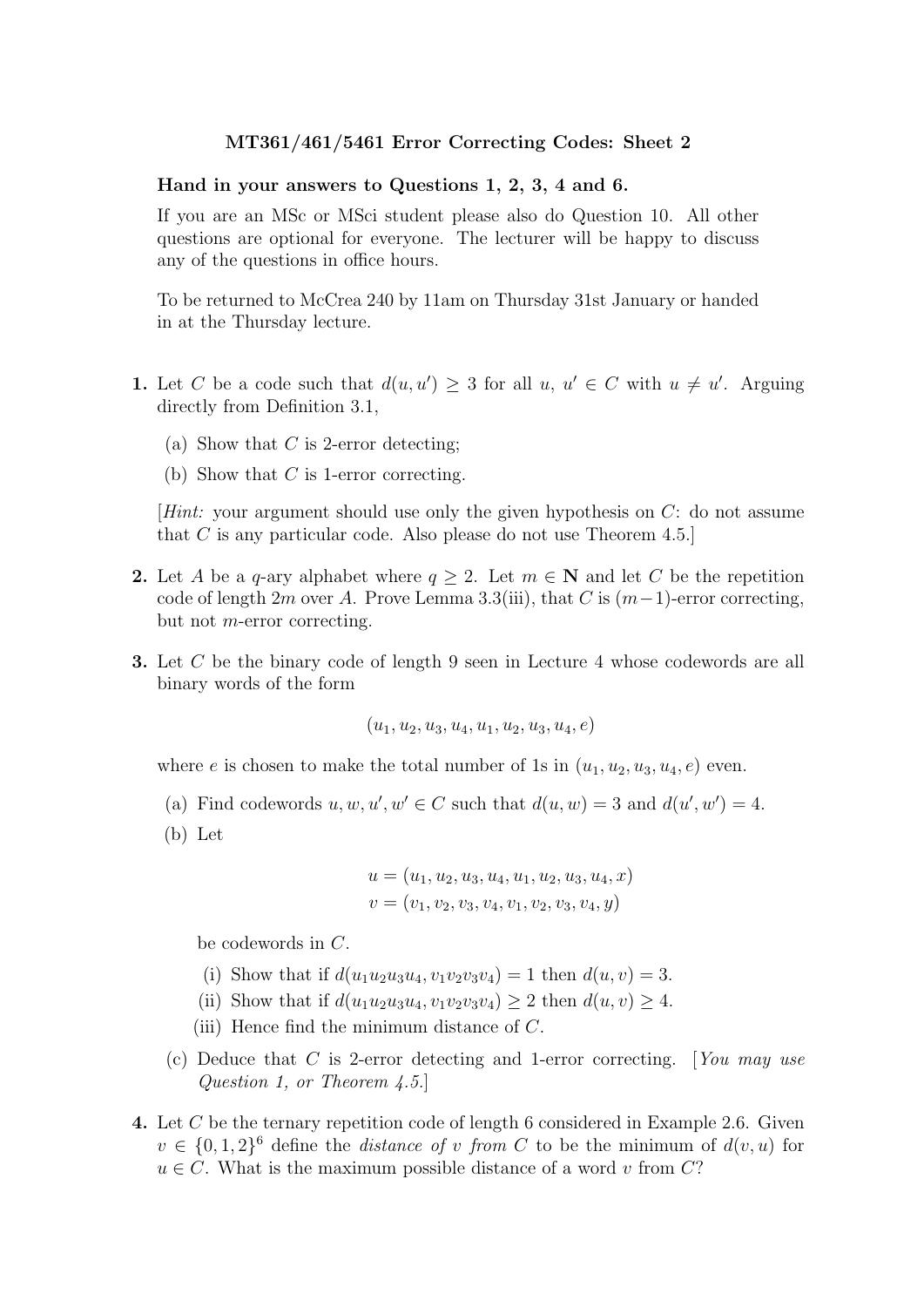# MT361/461/5461 Error Correcting Codes: Sheet 2

**Hand in your answers to Questions 1, 2, 3, 4 and 6.**

If you are an MSc or MSci student please also do Question 10. All other questions are optional for everyone. The lecturer will be happy to discuss any of the questions in office hours.

To be returned to McCrea 240 by 11am on Thursday 31st January or handed in at the Thursday lecture.

**1.** Let $C$ be a code such that $d(u, u') \geq 3$ for all $u$, $u' \in C$ with $u \neq u'$. Arguing directly from Definition 3.1,

(a) Show that $C$ is 2-error detecting;

(b) Show that $C$ is 1-error correcting.

[*Hint:* your argument should use only the given hypothesis on $C$: do not assume that $C$ is any particular code. Also please do not use Theorem 4.5.]

**2.** Let $A$ be a $q$-ary alphabet where $q \geq 2$. Let $m \in \mathbf{N}$ and let $C$ be the repetition code of length $2m$ over $A$. Prove Lemma 3.3(iii), that $C$ is $(m-1)$-error correcting, but not $m$-error correcting.

**3.** Let $C$ be the binary code of length 9 seen in Lecture 4 whose codewords are all binary words of the form

$$(u_1, u_2, u_3, u_4, u_1, u_2, u_3, u_4, e)$$

where $e$ is chosen to make the total number of 1s in $(u_1, u_2, u_3, u_4, e)$ even.

(a) Find codewords $u, w, u', w' \in C$ such that $d(u, w) = 3$ and $d(u', w') = 4$.

(b) Let

$$u = (u_1, u_2, u_3, u_4, u_1, u_2, u_3, u_4, x)$$
$$v = (v_1, v_2, v_3, v_4, v_1, v_2, v_3, v_4, y)$$

be codewords in $C$.

(i) Show that if $d(u_1u_2u_3u_4, v_1v_2v_3v_4) = 1$ then $d(u, v) = 3$.

(ii) Show that if $d(u_1u_2u_3u_4, v_1v_2v_3v_4) \geq 2$ then $d(u, v) \geq 4$.

(iii) Hence find the minimum distance of $C$.

(c) Deduce that $C$ is 2-error detecting and 1-error correcting. [*You may use Question 1, or Theorem 4.5.*]

**4.** Let $C$ be the ternary repetition code of length 6 considered in Example 2.6. Given $v \in \{0, 1, 2\}^6$ define the *distance of* $v$ *from* $C$ to be the minimum of $d(v, u)$ for $u \in C$. What is the maximum possible distance of a word $v$ from $C$?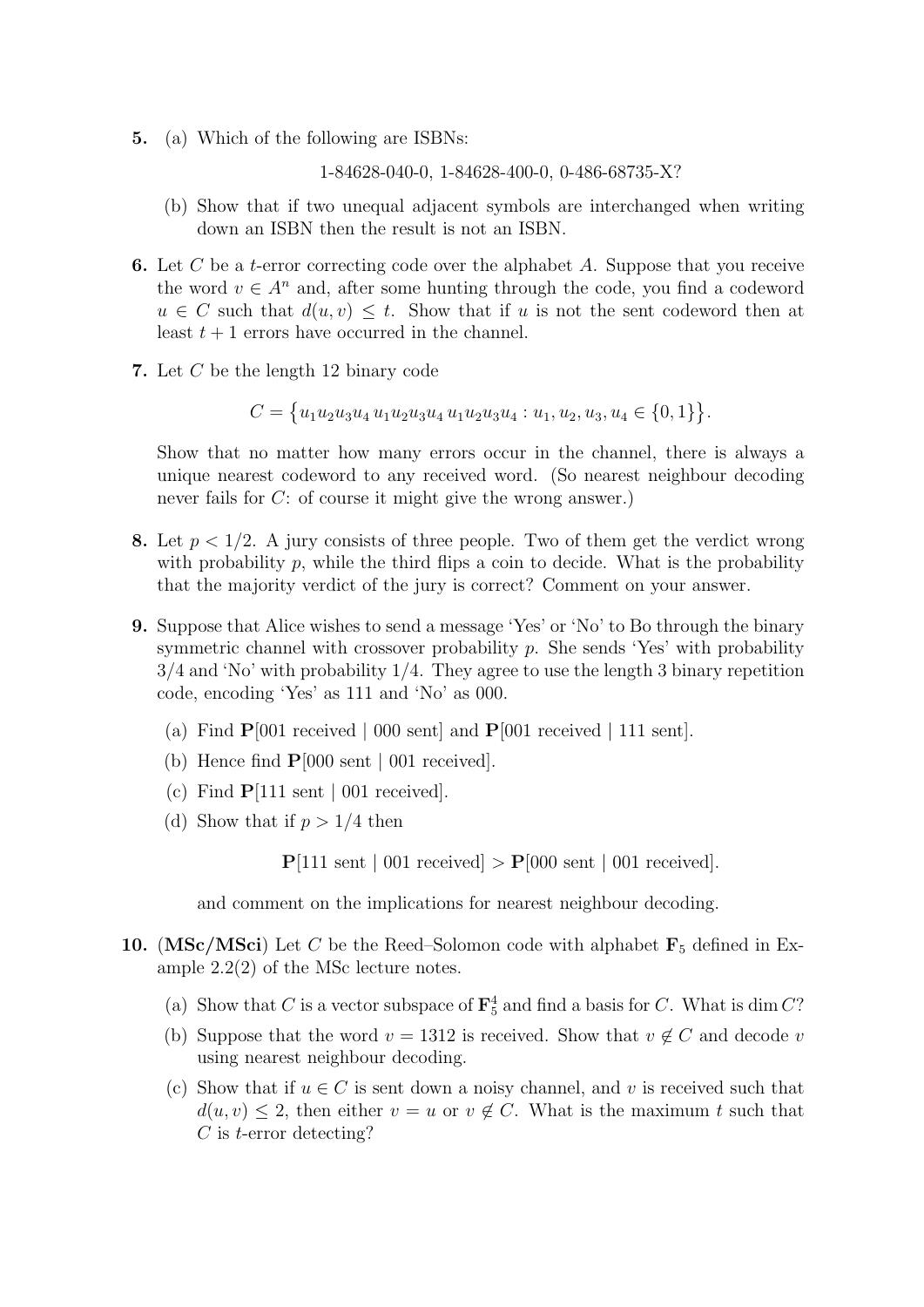**5.** (a) Which of the following are ISBNs:

$$1\text{-}84628\text{-}040\text{-}0,\ 1\text{-}84628\text{-}400\text{-}0,\ 0\text{-}486\text{-}68735\text{-}X?$$

(b) Show that if two unequal adjacent symbols are interchanged when writing down an ISBN then the result is not an ISBN.

**6.** Let $C$ be a $t$-error correcting code over the alphabet $A$. Suppose that you receive the word $v \in A^n$ and, after some hunting through the code, you find a codeword $u \in C$ such that $d(u, v) \leq t$. Show that if $u$ is not the sent codeword then at least $t + 1$ errors have occurred in the channel.

**7.** Let $C$ be the length 12 binary code

$$C = \{u_1u_2u_3u_4\, u_1u_2u_3u_4\, u_1u_2u_3u_4 : u_1, u_2, u_3, u_4 \in \{0, 1\}\}.$$

Show that no matter how many errors occur in the channel, there is always a unique nearest codeword to any received word. (So nearest neighbour decoding never fails for $C$: of course it might give the wrong answer.)

**8.** Let $p < 1/2$. A jury consists of three people. Two of them get the verdict wrong with probability $p$, while the third flips a coin to decide. What is the probability that the majority verdict of the jury is correct? Comment on your answer.

**9.** Suppose that Alice wishes to send a message 'Yes' or 'No' to Bo through the binary symmetric channel with crossover probability $p$. She sends 'Yes' with probability $3/4$ and 'No' with probability $1/4$. They agree to use the length 3 binary repetition code, encoding 'Yes' as 111 and 'No' as 000.

(a) Find $\mathbf{P}[001 \text{ received} \mid 000 \text{ sent}]$ and $\mathbf{P}[001 \text{ received} \mid 111 \text{ sent}]$.

(b) Hence find $\mathbf{P}[000 \text{ sent} \mid 001 \text{ received}]$.

(c) Find $\mathbf{P}[111 \text{ sent} \mid 001 \text{ received}]$.

(d) Show that if $p > 1/4$ then

$$\mathbf{P}[111 \text{ sent} \mid 001 \text{ received}] > \mathbf{P}[000 \text{ sent} \mid 001 \text{ received}].$$

and comment on the implications for nearest neighbour decoding.

**10.** (**MSc/MSci**) Let $C$ be the Reed–Solomon code with alphabet $\mathbf{F}_5$ defined in Example 2.2(2) of the MSc lecture notes.

(a) Show that $C$ is a vector subspace of $\mathbf{F}_5^4$ and find a basis for $C$. What is $\dim C$?

(b) Suppose that the word $v = 1312$ is received. Show that $v \notin C$ and decode $v$ using nearest neighbour decoding.

(c) Show that if $u \in C$ is sent down a noisy channel, and $v$ is received such that $d(u, v) \leq 2$, then either $v = u$ or $v \notin C$. What is the maximum $t$ such that $C$ is $t$-error detecting?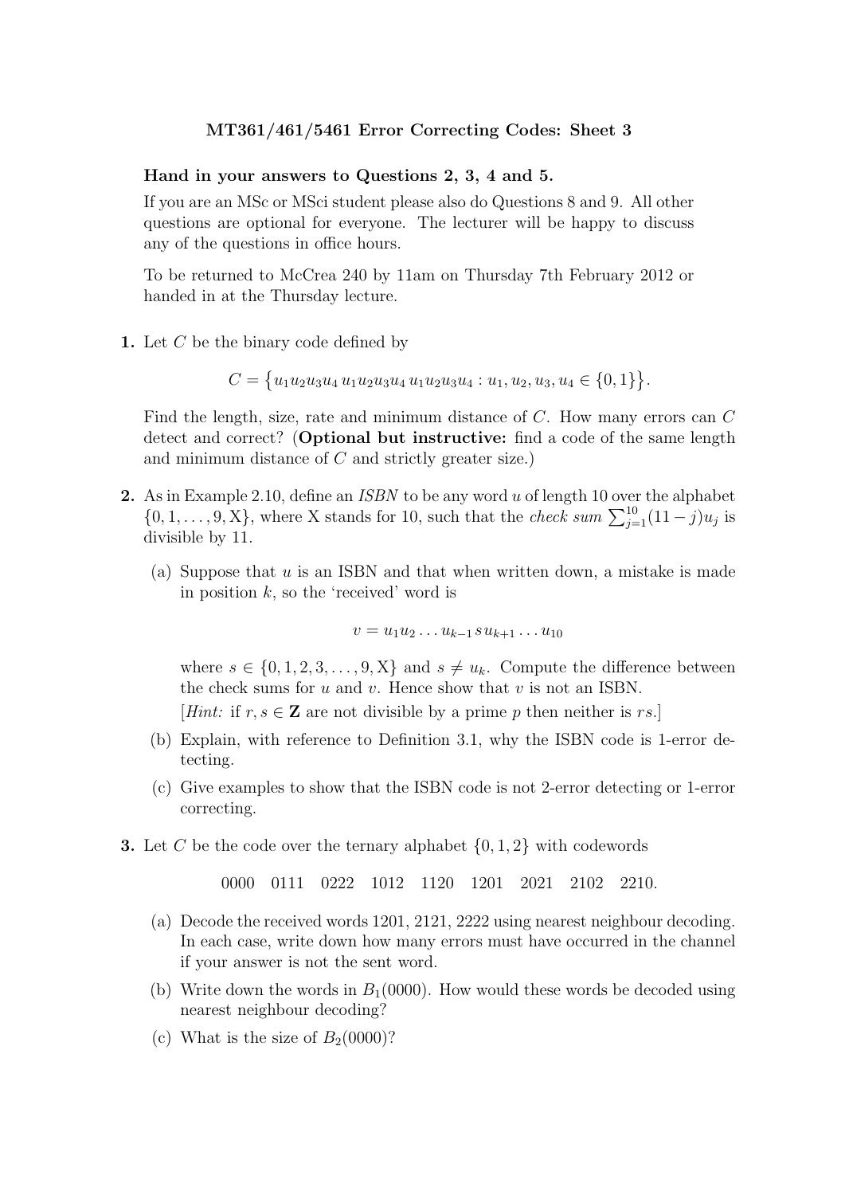**MT361/461/5461 Error Correcting Codes: Sheet 3**

**Hand in your answers to Questions 2, 3, 4 and 5.**

If you are an MSc or MSci student please also do Questions 8 and 9. All other questions are optional for everyone. The lecturer will be happy to discuss any of the questions in office hours.

To be returned to McCrea 240 by 11am on Thursday 7th February 2012 or handed in at the Thursday lecture.

**1.** Let $C$ be the binary code defined by

$$C = \{u_1u_2u_3u_4\, u_1u_2u_3u_4\, u_1u_2u_3u_4 : u_1, u_2, u_3, u_4 \in \{0,1\}\}.$$

Find the length, size, rate and minimum distance of $C$. How many errors can $C$ detect and correct? (**Optional but instructive:** find a code of the same length and minimum distance of $C$ and strictly greater size.)

**2.** As in Example 2.10, define an *ISBN* to be any word $u$ of length 10 over the alphabet $\{0, 1, \ldots, 9, \mathrm{X}\}$, where X stands for 10, such that the *check sum* $\sum_{j=1}^{10}(11 - j)u_j$ is divisible by 11.

(a) Suppose that $u$ is an ISBN and that when written down, a mistake is made in position $k$, so the 'received' word is

$$v = u_1u_2 \ldots u_{k-1}\, s\, u_{k+1} \ldots u_{10}$$

where $s \in \{0, 1, 2, 3, \ldots, 9, \mathrm{X}\}$ and $s \neq u_k$. Compute the difference between the check sums for $u$ and $v$. Hence show that $v$ is not an ISBN.

[*Hint:* if $r, s \in \mathbf{Z}$ are not divisible by a prime $p$ then neither is $rs$.]

(b) Explain, with reference to Definition 3.1, why the ISBN code is 1-error detecting.

(c) Give examples to show that the ISBN code is not 2-error detecting or 1-error correcting.

**3.** Let $C$ be the code over the ternary alphabet $\{0, 1, 2\}$ with codewords

0000 0111 0222 1012 1120 1201 2021 2102 2210.

(a) Decode the received words 1201, 2121, 2222 using nearest neighbour decoding. In each case, write down how many errors must have occurred in the channel if your answer is not the sent word.

(b) Write down the words in $B_1(0000)$. How would these words be decoded using nearest neighbour decoding?

(c) What is the size of $B_2(0000)$?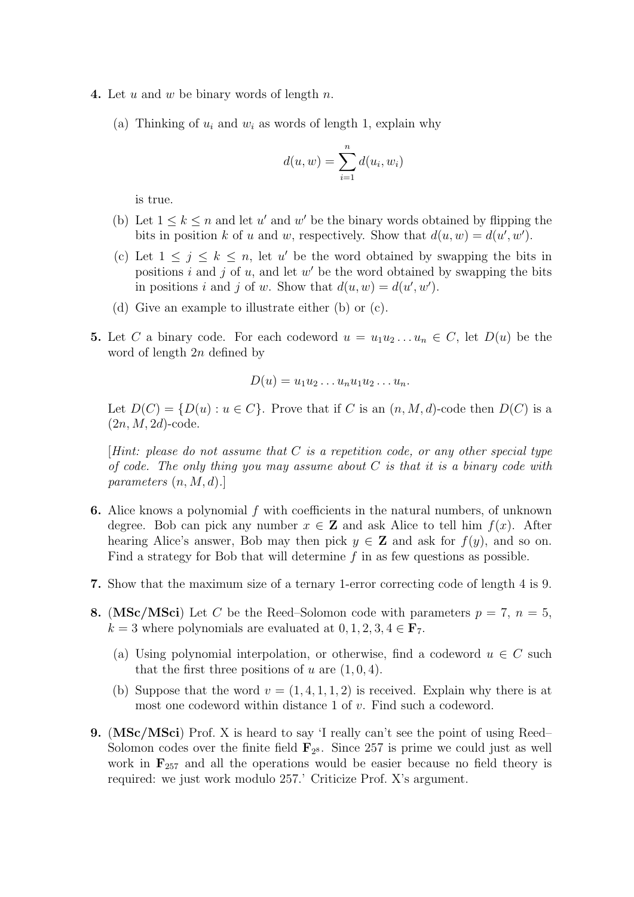**4.** Let $u$ and $w$ be binary words of length $n$.

(a) Thinking of $u_i$ and $w_i$ as words of length 1, explain why

$$d(u, w) = \sum_{i=1}^{n} d(u_i, w_i)$$

is true.

(b) Let $1 \leq k \leq n$ and let $u'$ and $w'$ be the binary words obtained by flipping the bits in position $k$ of $u$ and $w$, respectively. Show that $d(u, w) = d(u', w')$.

(c) Let $1 \leq j \leq k \leq n$, let $u'$ be the word obtained by swapping the bits in positions $i$ and $j$ of $u$, and let $w'$ be the word obtained by swapping the bits in positions $i$ and $j$ of $w$. Show that $d(u, w) = d(u', w')$.

(d) Give an example to illustrate either (b) or (c).

**5.** Let $C$ a binary code. For each codeword $u = u_1 u_2 \ldots u_n \in C$, let $D(u)$ be the word of length $2n$ defined by

$$D(u) = u_1 u_2 \ldots u_n u_1 u_2 \ldots u_n.$$

Let $D(C) = \{D(u) : u \in C\}$. Prove that if $C$ is an $(n, M, d)$-code then $D(C)$ is a $(2n, M, 2d)$-code.

[*Hint: please do not assume that $C$ is a repetition code, or any other special type of code. The only thing you may assume about $C$ is that it is a binary code with parameters $(n, M, d)$.*]

**6.** Alice knows a polynomial $f$ with coefficients in the natural numbers, of unknown degree. Bob can pick any number $x \in \mathbf{Z}$ and ask Alice to tell him $f(x)$. After hearing Alice's answer, Bob may then pick $y \in \mathbf{Z}$ and ask for $f(y)$, and so on. Find a strategy for Bob that will determine $f$ in as few questions as possible.

**7.** Show that the maximum size of a ternary 1-error correcting code of length 4 is 9.

**8.** (**MSc/MSci**) Let $C$ be the Reed–Solomon code with parameters $p = 7$, $n = 5$, $k = 3$ where polynomials are evaluated at $0, 1, 2, 3, 4 \in \mathbf{F}_7$.

(a) Using polynomial interpolation, or otherwise, find a codeword $u \in C$ such that the first three positions of $u$ are $(1, 0, 4)$.

(b) Suppose that the word $v = (1, 4, 1, 1, 2)$ is received. Explain why there is at most one codeword within distance 1 of $v$. Find such a codeword.

**9.** (**MSc/MSci**) Prof. X is heard to say 'I really can't see the point of using Reed–Solomon codes over the finite field $\mathbf{F}_{2^8}$. Since 257 is prime we could just as well work in $\mathbf{F}_{257}$ and all the operations would be easier because no field theory is required: we just work modulo 257.' Criticize Prof. X's argument.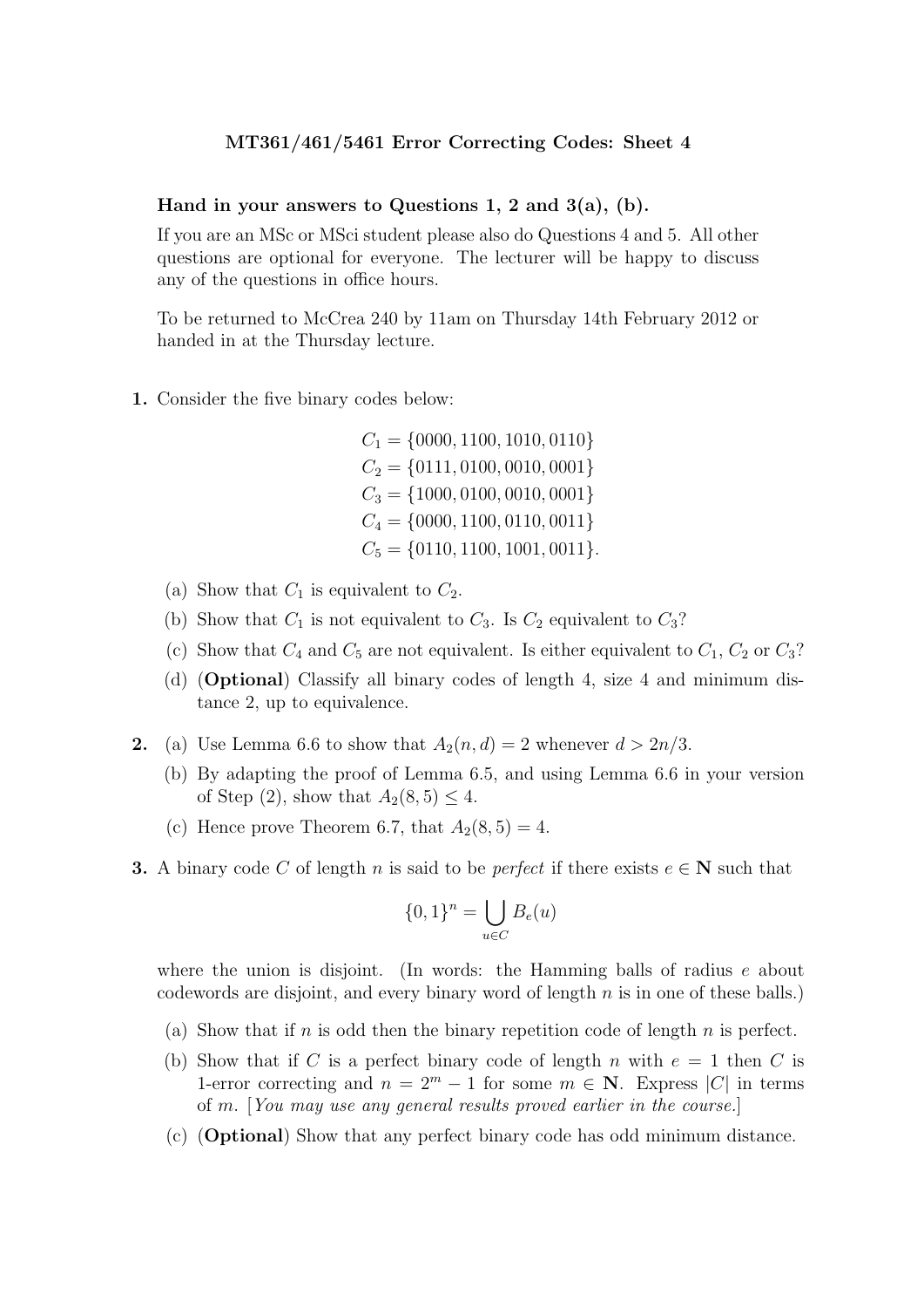# MT361/461/5461 Error Correcting Codes: Sheet 4

**Hand in your answers to Questions 1, 2 and 3(a), (b).**

If you are an MSc or MSci student please also do Questions 4 and 5. All other questions are optional for everyone. The lecturer will be happy to discuss any of the questions in office hours.

To be returned to McCrea 240 by 11am on Thursday 14th February 2012 or handed in at the Thursday lecture.

**1.** Consider the five binary codes below:

$$
\begin{aligned}
C_1 &= \{0000, 1100, 1010, 0110\} \\
C_2 &= \{0111, 0100, 0010, 0001\} \\
C_3 &= \{1000, 0100, 0010, 0001\} \\
C_4 &= \{0000, 1100, 0110, 0011\} \\
C_5 &= \{0110, 1100, 1001, 0011\}.
\end{aligned}
$$

(a) Show that $C_1$ is equivalent to $C_2$.

(b) Show that $C_1$ is not equivalent to $C_3$. Is $C_2$ equivalent to $C_3$?

(c) Show that $C_4$ and $C_5$ are not equivalent. Is either equivalent to $C_1$, $C_2$ or $C_3$?

(d) (**Optional**) Classify all binary codes of length 4, size 4 and minimum distance 2, up to equivalence.

**2.** (a) Use Lemma 6.6 to show that $A_2(n, d) = 2$ whenever $d > 2n/3$.

(b) By adapting the proof of Lemma 6.5, and using Lemma 6.6 in your version of Step (2), show that $A_2(8, 5) \leq 4$.

(c) Hence prove Theorem 6.7, that $A_2(8, 5) = 4$.

**3.** A binary code $C$ of length $n$ is said to be *perfect* if there exists $e \in \mathbf{N}$ such that

$$
\{0, 1\}^n = \bigcup_{u \in C} B_e(u)
$$

where the union is disjoint. (In words: the Hamming balls of radius $e$ about codewords are disjoint, and every binary word of length $n$ is in one of these balls.)

(a) Show that if $n$ is odd then the binary repetition code of length $n$ is perfect.

(b) Show that if $C$ is a perfect binary code of length $n$ with $e = 1$ then $C$ is 1-error correcting and $n = 2^m - 1$ for some $m \in \mathbf{N}$. Express $|C|$ in terms of $m$. [*You may use any general results proved earlier in the course.*]

(c) (**Optional**) Show that any perfect binary code has odd minimum distance.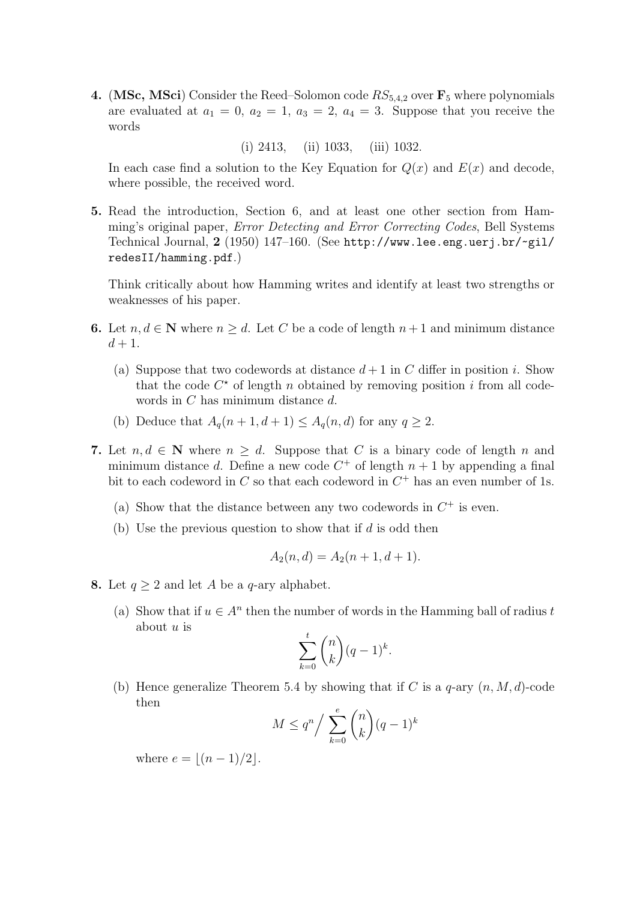**4.** (**MSc, MSci**) Consider the Reed–Solomon code $RS_{5,4,2}$ over $\mathbf{F}_5$ where polynomials are evaluated at $a_1 = 0$, $a_2 = 1$, $a_3 = 2$, $a_4 = 3$. Suppose that you receive the words

(i) 2413, (ii) 1033, (iii) 1032.

In each case find a solution to the Key Equation for $Q(x)$ and $E(x)$ and decode, where possible, the received word.

**5.** Read the introduction, Section 6, and at least one other section from Hamming's original paper, *Error Detecting and Error Correcting Codes*, Bell Systems Technical Journal, **2** (1950) 147–160. (See `http://www.lee.eng.uerj.br/~gil/redesII/hamming.pdf`.)

Think critically about how Hamming writes and identify at least two strengths or weaknesses of his paper.

**6.** Let $n, d \in \mathbf{N}$ where $n \geq d$. Let $C$ be a code of length $n+1$ and minimum distance $d+1$.

(a) Suppose that two codewords at distance $d+1$ in $C$ differ in position $i$. Show that the code $C^\star$ of length $n$ obtained by removing position $i$ from all codewords in $C$ has minimum distance $d$.

(b) Deduce that $A_q(n+1, d+1) \leq A_q(n, d)$ for any $q \geq 2$.

**7.** Let $n, d \in \mathbf{N}$ where $n \geq d$. Suppose that $C$ is a binary code of length $n$ and minimum distance $d$. Define a new code $C^+$ of length $n+1$ by appending a final bit to each codeword in $C$ so that each codeword in $C^+$ has an even number of 1s.

(a) Show that the distance between any two codewords in $C^+$ is even.

(b) Use the previous question to show that if $d$ is odd then

$$A_2(n, d) = A_2(n+1, d+1).$$

**8.** Let $q \geq 2$ and let $A$ be a $q$-ary alphabet.

(a) Show that if $u \in A^n$ then the number of words in the Hamming ball of radius $t$ about $u$ is

$$\sum_{k=0}^{t} \binom{n}{k} (q-1)^k.$$

(b) Hence generalize Theorem 5.4 by showing that if $C$ is a $q$-ary $(n, M, d)$-code then

$$M \leq q^n \Big/ \sum_{k=0}^{e} \binom{n}{k} (q-1)^k$$

where $e = \lfloor (n-1)/2 \rfloor$.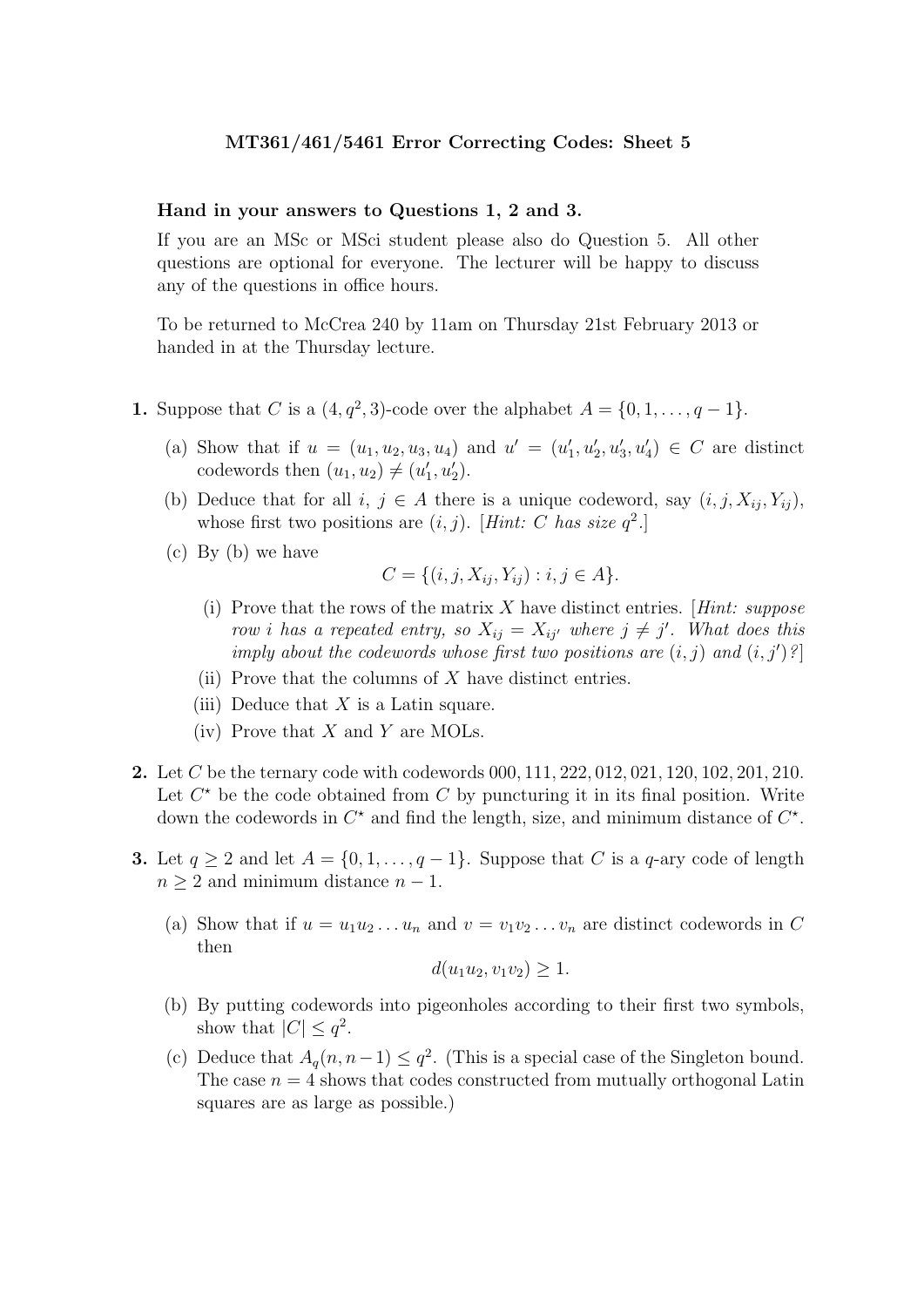**MT361/461/5461 Error Correcting Codes: Sheet 5**

**Hand in your answers to Questions 1, 2 and 3.**

If you are an MSc or MSci student please also do Question 5. All other questions are optional for everyone. The lecturer will be happy to discuss any of the questions in office hours.

To be returned to McCrea 240 by 11am on Thursday 21st February 2013 or handed in at the Thursday lecture.

**1.** Suppose that $C$ is a $(4, q^2, 3)$-code over the alphabet $A = \{0, 1, \ldots, q-1\}$.

(a) Show that if $u = (u_1, u_2, u_3, u_4)$ and $u' = (u'_1, u'_2, u'_3, u'_4) \in C$ are distinct codewords then $(u_1, u_2) \neq (u'_1, u'_2)$.

(b) Deduce that for all $i, j \in A$ there is a unique codeword, say $(i, j, X_{ij}, Y_{ij})$, whose first two positions are $(i, j)$. [*Hint: $C$ has size $q^2$.*]

(c) By (b) we have

$$C = \{(i, j, X_{ij}, Y_{ij}) : i, j \in A\}.$$

(i) Prove that the rows of the matrix $X$ have distinct entries. [*Hint: suppose row $i$ has a repeated entry, so $X_{ij} = X_{ij'}$ where $j \neq j'$. What does this imply about the codewords whose first two positions are $(i, j)$ and $(i, j')$?*]

(ii) Prove that the columns of $X$ have distinct entries.

(iii) Deduce that $X$ is a Latin square.

(iv) Prove that $X$ and $Y$ are MOLs.

**2.** Let $C$ be the ternary code with codewords 000, 111, 222, 012, 021, 120, 102, 201, 210. Let $C^\star$ be the code obtained from $C$ by puncturing it in its final position. Write down the codewords in $C^\star$ and find the length, size, and minimum distance of $C^\star$.

**3.** Let $q \geq 2$ and let $A = \{0, 1, \ldots, q-1\}$. Suppose that $C$ is a $q$-ary code of length $n \geq 2$ and minimum distance $n - 1$.

(a) Show that if $u = u_1 u_2 \ldots u_n$ and $v = v_1 v_2 \ldots v_n$ are distinct codewords in $C$ then

$$d(u_1 u_2, v_1 v_2) \geq 1.$$

(b) By putting codewords into pigeonholes according to their first two symbols, show that $|C| \leq q^2$.

(c) Deduce that $A_q(n, n-1) \leq q^2$. (This is a special case of the Singleton bound. The case $n = 4$ shows that codes constructed from mutually orthogonal Latin squares are as large as possible.)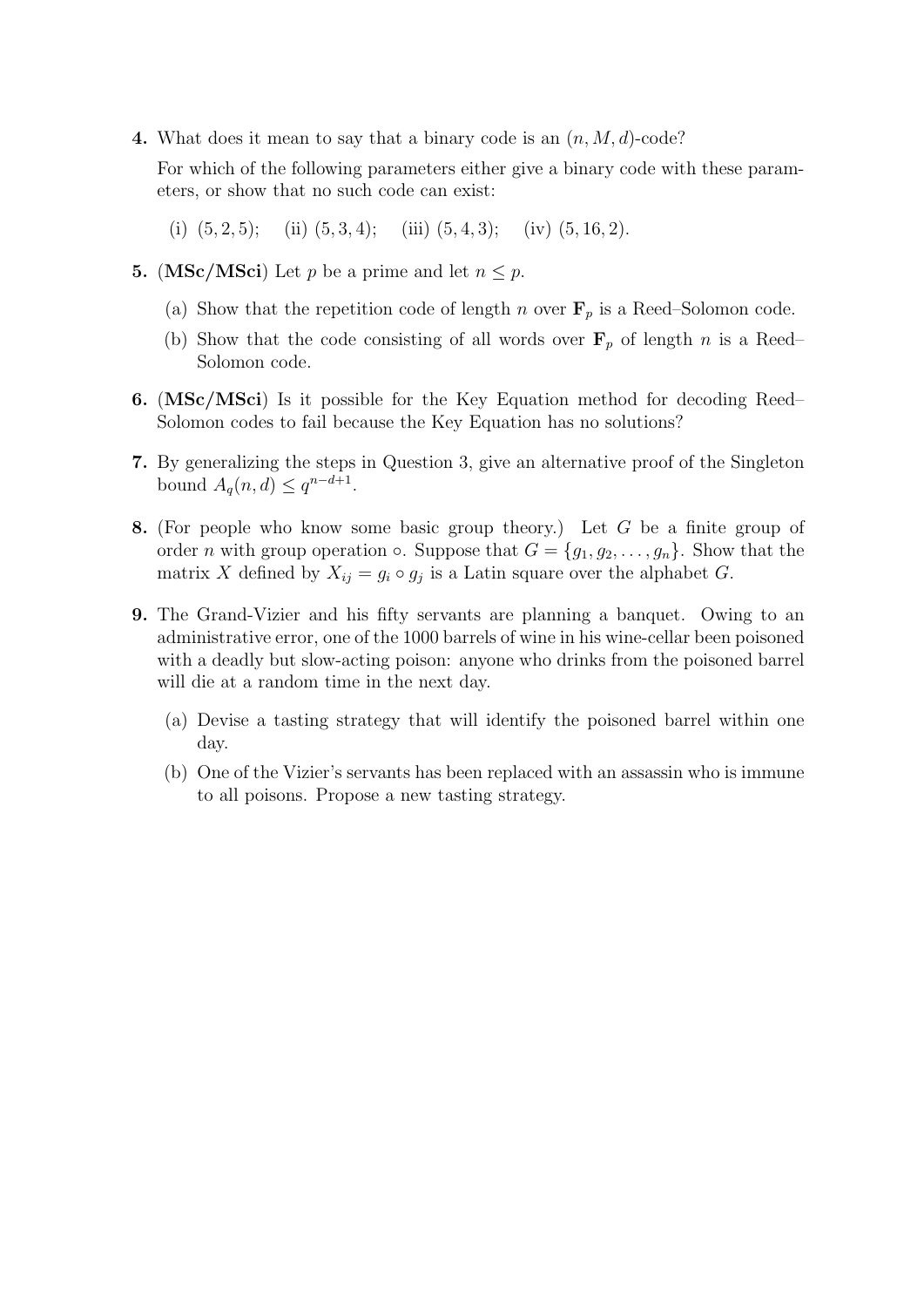**4.** What does it mean to say that a binary code is an $(n, M, d)$-code?

For which of the following parameters either give a binary code with these parameters, or show that no such code can exist:

(i) $(5, 2, 5)$; (ii) $(5, 3, 4)$; (iii) $(5, 4, 3)$; (iv) $(5, 16, 2)$.

**5.** (**MSc/MSci**) Let $p$ be a prime and let $n \leq p$.

(a) Show that the repetition code of length $n$ over $\mathbf{F}_p$ is a Reed–Solomon code.

(b) Show that the code consisting of all words over $\mathbf{F}_p$ of length $n$ is a Reed–Solomon code.

**6.** (**MSc/MSci**) Is it possible for the Key Equation method for decoding Reed–Solomon codes to fail because the Key Equation has no solutions?

**7.** By generalizing the steps in Question 3, give an alternative proof of the Singleton bound $A_q(n, d) \leq q^{n-d+1}$.

**8.** (For people who know some basic group theory.) Let $G$ be a finite group of order $n$ with group operation $\circ$. Suppose that $G = \{g_1, g_2, \ldots, g_n\}$. Show that the matrix $X$ defined by $X_{ij} = g_i \circ g_j$ is a Latin square over the alphabet $G$.

**9.** The Grand-Vizier and his fifty servants are planning a banquet. Owing to an administrative error, one of the 1000 barrels of wine in his wine-cellar been poisoned with a deadly but slow-acting poison: anyone who drinks from the poisoned barrel will die at a random time in the next day.

(a) Devise a tasting strategy that will identify the poisoned barrel within one day.

(b) One of the Vizier's servants has been replaced with an assassin who is immune to all poisons. Propose a new tasting strategy.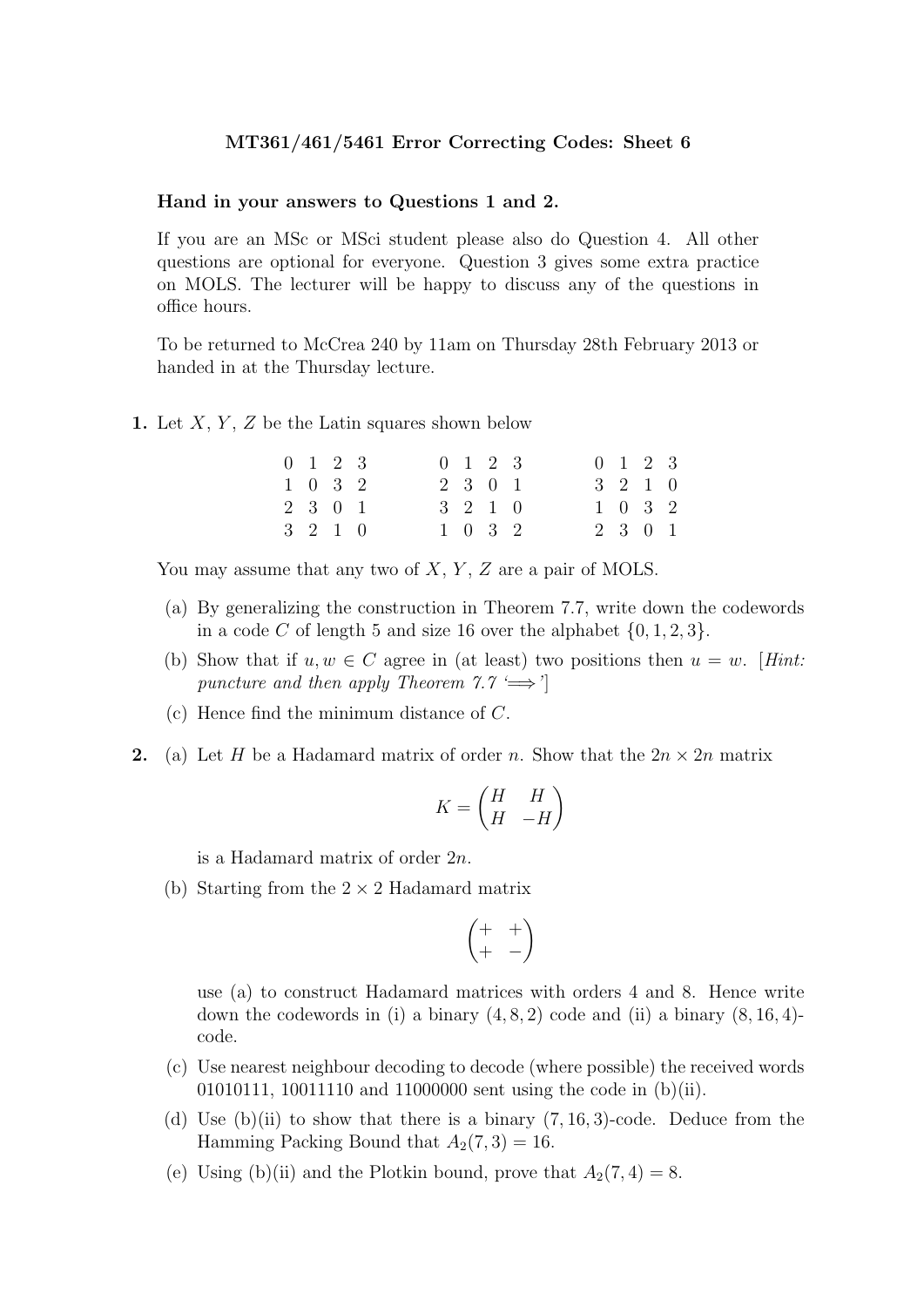**MT361/461/5461 Error Correcting Codes: Sheet 6**

**Hand in your answers to Questions 1 and 2.**

If you are an MSc or MSci student please also do Question 4. All other questions are optional for everyone. Question 3 gives some extra practice on MOLS. The lecturer will be happy to discuss any of the questions in office hours.

To be returned to McCrea 240 by 11am on Thursday 28th February 2013 or handed in at the Thursday lecture.

**1.** Let $X$, $Y$, $Z$ be the Latin squares shown below

$$\begin{matrix} 0 & 1 & 2 & 3 \\ 1 & 0 & 3 & 2 \\ 2 & 3 & 0 & 1 \\ 3 & 2 & 1 & 0 \end{matrix} \qquad \begin{matrix} 0 & 1 & 2 & 3 \\ 2 & 3 & 0 & 1 \\ 3 & 2 & 1 & 0 \\ 1 & 0 & 3 & 2 \end{matrix} \qquad \begin{matrix} 0 & 1 & 2 & 3 \\ 3 & 2 & 1 & 0 \\ 1 & 0 & 3 & 2 \\ 2 & 3 & 0 & 1 \end{matrix}$$

You may assume that any two of $X$, $Y$, $Z$ are a pair of MOLS.

(a) By generalizing the construction in Theorem 7.7, write down the codewords in a code $C$ of length 5 and size 16 over the alphabet $\{0, 1, 2, 3\}$.

(b) Show that if $u, w \in C$ agree in (at least) two positions then $u = w$. [*Hint: puncture and then apply Theorem 7.7 '$\Longrightarrow$'*]

(c) Hence find the minimum distance of $C$.

**2.** (a) Let $H$ be a Hadamard matrix of order $n$. Show that the $2n \times 2n$ matrix

$$K = \begin{pmatrix} H & H \\ H & -H \end{pmatrix}$$

is a Hadamard matrix of order $2n$.

(b) Starting from the $2 \times 2$ Hadamard matrix

$$\begin{pmatrix} + & + \\ + & - \end{pmatrix}$$

use (a) to construct Hadamard matrices with orders 4 and 8. Hence write down the codewords in (i) a binary $(4, 8, 2)$ code and (ii) a binary $(8, 16, 4)$-code.

(c) Use nearest neighbour decoding to decode (where possible) the received words 01010111, 10011110 and 11000000 sent using the code in (b)(ii).

(d) Use (b)(ii) to show that there is a binary $(7, 16, 3)$-code. Deduce from the Hamming Packing Bound that $A_2(7, 3) = 16$.

(e) Using (b)(ii) and the Plotkin bound, prove that $A_2(7, 4) = 8$.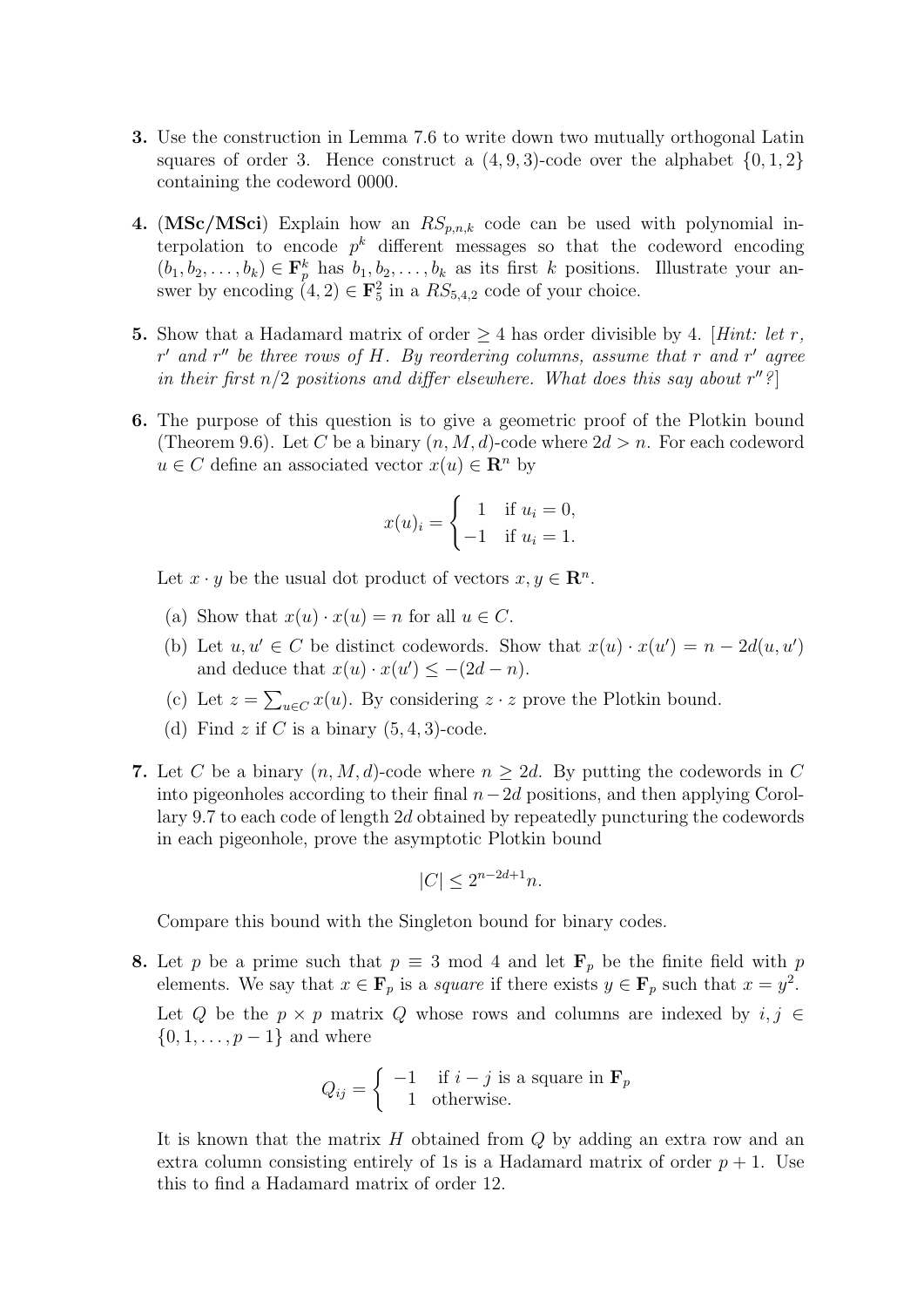**3.** Use the construction in Lemma 7.6 to write down two mutually orthogonal Latin squares of order 3. Hence construct a $(4, 9, 3)$-code over the alphabet $\{0, 1, 2\}$ containing the codeword 0000.

**4.** (**MSc/MSci**) Explain how an $RS_{p,n,k}$ code can be used with polynomial interpolation to encode $p^k$ different messages so that the codeword encoding $(b_1, b_2, \ldots, b_k) \in \mathbf{F}_p^k$ has $b_1, b_2, \ldots, b_k$ as its first $k$ positions. Illustrate your answer by encoding $(4, 2) \in \mathbf{F}_5^2$ in a $RS_{5,4,2}$ code of your choice.

**5.** Show that a Hadamard matrix of order $\geq 4$ has order divisible by 4. [*Hint: let $r$, $r'$ and $r''$ be three rows of $H$. By reordering columns, assume that $r$ and $r'$ agree in their first $n/2$ positions and differ elsewhere. What does this say about $r''$?*]

**6.** The purpose of this question is to give a geometric proof of the Plotkin bound (Theorem 9.6). Let $C$ be a binary $(n, M, d)$-code where $2d > n$. For each codeword $u \in C$ define an associated vector $x(u) \in \mathbf{R}^n$ by

$$x(u)_i = \begin{cases} 1 & \text{if } u_i = 0, \\ -1 & \text{if } u_i = 1. \end{cases}$$

Let $x \cdot y$ be the usual dot product of vectors $x, y \in \mathbf{R}^n$.

(a) Show that $x(u) \cdot x(u) = n$ for all $u \in C$.

(b) Let $u, u' \in C$ be distinct codewords. Show that $x(u) \cdot x(u') = n - 2d(u, u')$ and deduce that $x(u) \cdot x(u') \leq -(2d - n)$.

(c) Let $z = \sum_{u \in C} x(u)$. By considering $z \cdot z$ prove the Plotkin bound.

(d) Find $z$ if $C$ is a binary $(5, 4, 3)$-code.

**7.** Let $C$ be a binary $(n, M, d)$-code where $n \geq 2d$. By putting the codewords in $C$ into pigeonholes according to their final $n - 2d$ positions, and then applying Corollary 9.7 to each code of length $2d$ obtained by repeatedly puncturing the codewords in each pigeonhole, prove the asymptotic Plotkin bound

$$|C| \leq 2^{n-2d+1} n.$$

Compare this bound with the Singleton bound for binary codes.

**8.** Let $p$ be a prime such that $p \equiv 3 \bmod 4$ and let $\mathbf{F}_p$ be the finite field with $p$ elements. We say that $x \in \mathbf{F}_p$ is a *square* if there exists $y \in \mathbf{F}_p$ such that $x = y^2$.

Let $Q$ be the $p \times p$ matrix $Q$ whose rows and columns are indexed by $i, j \in \{0, 1, \ldots, p - 1\}$ and where

$$Q_{ij} = \begin{cases} -1 & \text{if } i - j \text{ is a square in } \mathbf{F}_p \\ 1 & \text{otherwise.} \end{cases}$$

It is known that the matrix $H$ obtained from $Q$ by adding an extra row and an extra column consisting entirely of 1s is a Hadamard matrix of order $p + 1$. Use this to find a Hadamard matrix of order 12.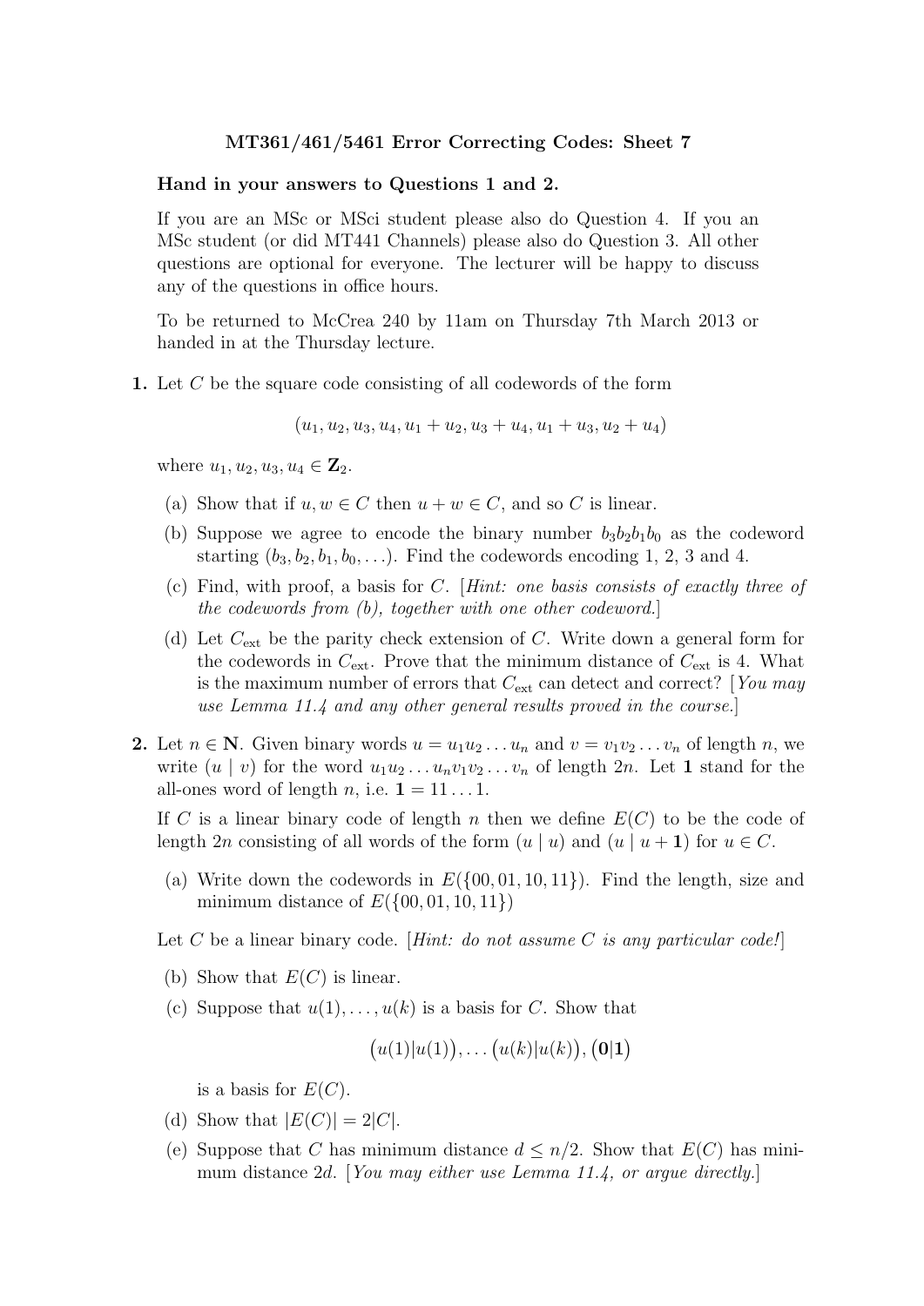**MT361/461/5461 Error Correcting Codes: Sheet 7**

**Hand in your answers to Questions 1 and 2.**

If you are an MSc or MSci student please also do Question 4. If you an MSc student (or did MT441 Channels) please also do Question 3. All other questions are optional for everyone. The lecturer will be happy to discuss any of the questions in office hours.

To be returned to McCrea 240 by 11am on Thursday 7th March 2013 or handed in at the Thursday lecture.

**1.** Let $C$ be the square code consisting of all codewords of the form

$$(u_1, u_2, u_3, u_4, u_1 + u_2, u_3 + u_4, u_1 + u_3, u_2 + u_4)$$

where $u_1, u_2, u_3, u_4 \in \mathbf{Z}_2$.

(a) Show that if $u, w \in C$ then $u + w \in C$, and so $C$ is linear.

(b) Suppose we agree to encode the binary number $b_3b_2b_1b_0$ as the codeword starting $(b_3, b_2, b_1, b_0, \ldots)$. Find the codewords encoding 1, 2, 3 and 4.

(c) Find, with proof, a basis for $C$. [*Hint: one basis consists of exactly three of the codewords from (b), together with one other codeword.*]

(d) Let $C_{\text{ext}}$ be the parity check extension of $C$. Write down a general form for the codewords in $C_{\text{ext}}$. Prove that the minimum distance of $C_{\text{ext}}$ is 4. What is the maximum number of errors that $C_{\text{ext}}$ can detect and correct? [*You may use Lemma 11.4 and any other general results proved in the course.*]

**2.** Let $n \in \mathbf{N}$. Given binary words $u = u_1u_2 \ldots u_n$ and $v = v_1v_2 \ldots v_n$ of length $n$, we write $(u \mid v)$ for the word $u_1u_2 \ldots u_nv_1v_2 \ldots v_n$ of length $2n$. Let $\mathbf{1}$ stand for the all-ones word of length $n$, i.e. $\mathbf{1} = 11 \ldots 1$.

If $C$ is a linear binary code of length $n$ then we define $E(C)$ to be the code of length $2n$ consisting of all words of the form $(u \mid u)$ and $(u \mid u + \mathbf{1})$ for $u \in C$.

(a) Write down the codewords in $E(\{00, 01, 10, 11\})$. Find the length, size and minimum distance of $E(\{00, 01, 10, 11\})$

Let $C$ be a linear binary code. [*Hint: do not assume $C$ is any particular code!*]

(b) Show that $E(C)$ is linear.

(c) Suppose that $u(1), \ldots, u(k)$ is a basis for $C$. Show that

$$\big(u(1)|u(1)\big), \ldots \big(u(k)|u(k)\big), \big(\mathbf{0}|\mathbf{1}\big)$$

is a basis for $E(C)$.

(d) Show that $|E(C)| = 2|C|$.

(e) Suppose that $C$ has minimum distance $d \leq n/2$. Show that $E(C)$ has minimum distance $2d$. [*You may either use Lemma 11.4, or argue directly.*]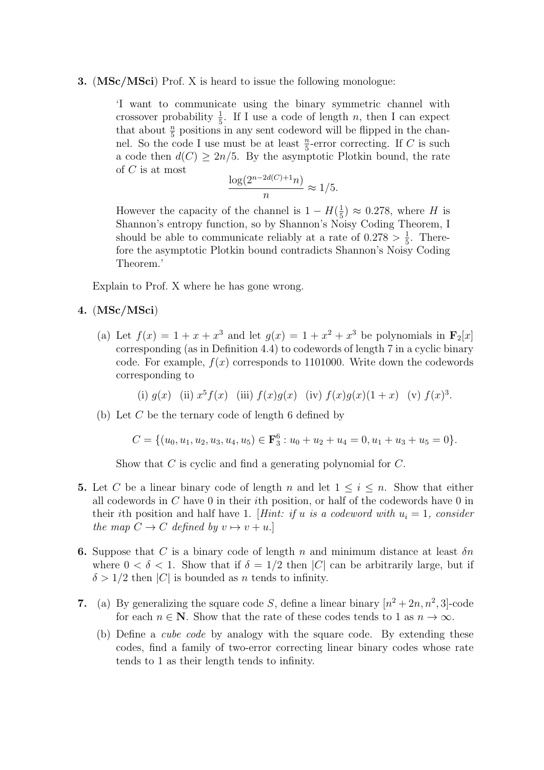**3.** (**MSc/MSci**) Prof. X is heard to issue the following monologue:

> 'I want to communicate using the binary symmetric channel with crossover probability $\frac{1}{5}$. If I use a code of length $n$, then I can expect that about $\frac{n}{5}$ positions in any sent codeword will be flipped in the channel. So the code I use must be at least $\frac{n}{5}$-error correcting. If $C$ is such a code then $d(C) \geq 2n/5$. By the asymptotic Plotkin bound, the rate of $C$ is at most
>
> $$\frac{\log(2^{n-2d(C)+1}n)}{n} \approx 1/5.$$
>
> However the capacity of the channel is $1 - H(\frac{1}{5}) \approx 0.278$, where $H$ is Shannon's entropy function, so by Shannon's Noisy Coding Theorem, I should be able to communicate reliably at a rate of $0.278 > \frac{1}{5}$. Therefore the asymptotic Plotkin bound contradicts Shannon's Noisy Coding Theorem.'

Explain to Prof. X where he has gone wrong.

**4.** (**MSc/MSci**)

(a) Let $f(x) = 1 + x + x^3$ and let $g(x) = 1 + x^2 + x^3$ be polynomials in $\mathbf{F}_2[x]$ corresponding (as in Definition 4.4) to codewords of length 7 in a cyclic binary code. For example, $f(x)$ corresponds to 1101000. Write down the codewords corresponding to

(i) $g(x)$ (ii) $x^5 f(x)$ (iii) $f(x)g(x)$ (iv) $f(x)g(x)(1+x)$ (v) $f(x)^3$.

(b) Let $C$ be the ternary code of length 6 defined by

$$C = \{(u_0, u_1, u_2, u_3, u_4, u_5) \in \mathbf{F}_3^6 : u_0 + u_2 + u_4 = 0, u_1 + u_3 + u_5 = 0\}.$$

Show that $C$ is cyclic and find a generating polynomial for $C$.

**5.** Let $C$ be a linear binary code of length $n$ and let $1 \leq i \leq n$. Show that either all codewords in $C$ have 0 in their $i$th position, or half of the codewords have 0 in their $i$th position and half have 1. [*Hint: if $u$ is a codeword with $u_i = 1$, consider the map $C \to C$ defined by $v \mapsto v + u$.*]

**6.** Suppose that $C$ is a binary code of length $n$ and minimum distance at least $\delta n$ where $0 < \delta < 1$. Show that if $\delta = 1/2$ then $|C|$ can be arbitrarily large, but if $\delta > 1/2$ then $|C|$ is bounded as $n$ tends to infinity.

**7.** (a) By generalizing the square code $S$, define a linear binary $[n^2 + 2n, n^2, 3]$-code for each $n \in \mathbf{N}$. Show that the rate of these codes tends to 1 as $n \to \infty$.

(b) Define a *cube code* by analogy with the square code. By extending these codes, find a family of two-error correcting linear binary codes whose rate tends to 1 as their length tends to infinity.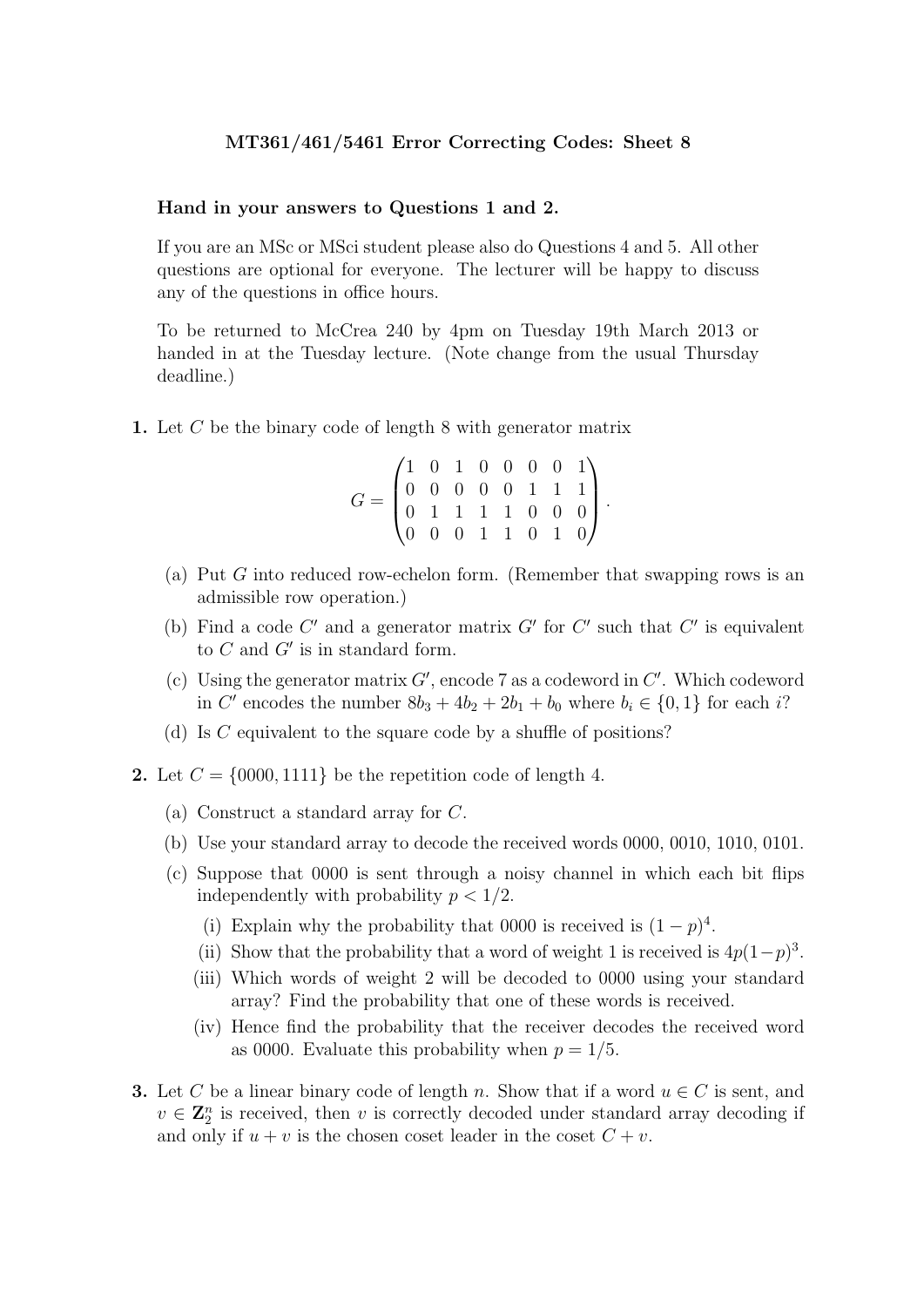**MT361/461/5461 Error Correcting Codes: Sheet 8**

**Hand in your answers to Questions 1 and 2.**

If you are an MSc or MSci student please also do Questions 4 and 5. All other questions are optional for everyone. The lecturer will be happy to discuss any of the questions in office hours.

To be returned to McCrea 240 by 4pm on Tuesday 19th March 2013 or handed in at the Tuesday lecture. (Note change from the usual Thursday deadline.)

**1.** Let $C$ be the binary code of length 8 with generator matrix

$$G = \begin{pmatrix} 1 & 0 & 1 & 0 & 0 & 0 & 0 & 1 \\ 0 & 0 & 0 & 0 & 0 & 1 & 1 & 1 \\ 0 & 1 & 1 & 1 & 1 & 0 & 0 & 0 \\ 0 & 0 & 0 & 1 & 1 & 0 & 1 & 0 \end{pmatrix}.$$

(a) Put $G$ into reduced row-echelon form. (Remember that swapping rows is an admissible row operation.)

(b) Find a code $C'$ and a generator matrix $G'$ for $C'$ such that $C'$ is equivalent to $C$ and $G'$ is in standard form.

(c) Using the generator matrix $G'$, encode 7 as a codeword in $C'$. Which codeword in $C'$ encodes the number $8b_3 + 4b_2 + 2b_1 + b_0$ where $b_i \in \{0, 1\}$ for each $i$?

(d) Is $C$ equivalent to the square code by a shuffle of positions?

**2.** Let $C = \{0000, 1111\}$ be the repetition code of length 4.

(a) Construct a standard array for $C$.

(b) Use your standard array to decode the received words 0000, 0010, 1010, 0101.

(c) Suppose that 0000 is sent through a noisy channel in which each bit flips independently with probability $p < 1/2$.

  (i) Explain why the probability that 0000 is received is $(1 - p)^4$.

  (ii) Show that the probability that a word of weight 1 is received is $4p(1-p)^3$.

  (iii) Which words of weight 2 will be decoded to 0000 using your standard array? Find the probability that one of these words is received.

  (iv) Hence find the probability that the receiver decodes the received word as 0000. Evaluate this probability when $p = 1/5$.

**3.** Let $C$ be a linear binary code of length $n$. Show that if a word $u \in C$ is sent, and $v \in \mathbf{Z}_2^n$ is received, then $v$ is correctly decoded under standard array decoding if and only if $u + v$ is the chosen coset leader in the coset $C + v$.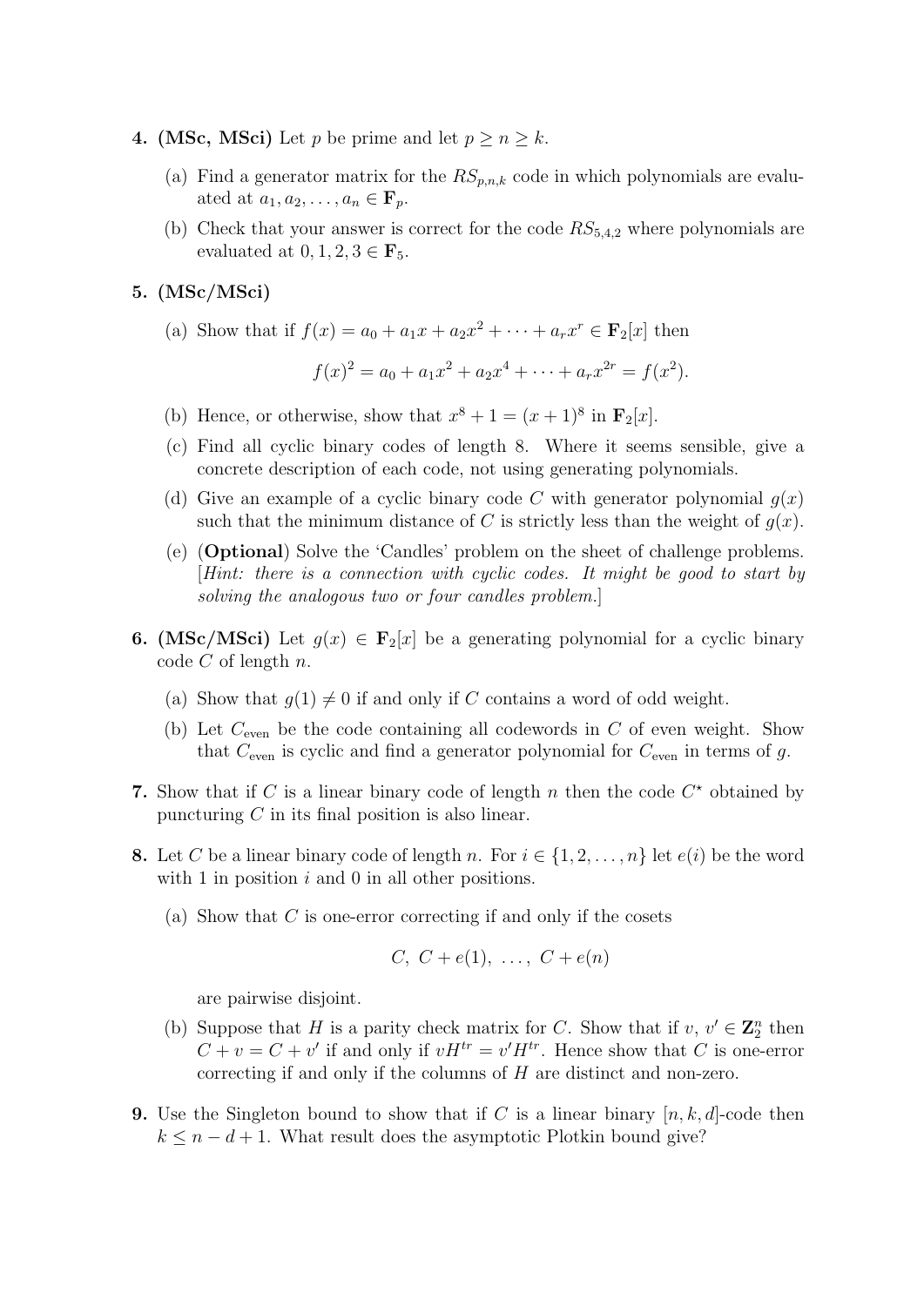**4. (MSc, MSci)** Let $p$ be prime and let $p \geq n \geq k$.

(a) Find a generator matrix for the $RS_{p,n,k}$ code in which polynomials are evaluated at $a_1, a_2, \ldots, a_n \in \mathbf{F}_p$.

(b) Check that your answer is correct for the code $RS_{5,4,2}$ where polynomials are evaluated at $0, 1, 2, 3 \in \mathbf{F}_5$.

**5. (MSc/MSci)**

(a) Show that if $f(x) = a_0 + a_1 x + a_2 x^2 + \cdots + a_r x^r \in \mathbf{F}_2[x]$ then

$$f(x)^2 = a_0 + a_1 x^2 + a_2 x^4 + \cdots + a_r x^{2r} = f(x^2).$$

(b) Hence, or otherwise, show that $x^8 + 1 = (x+1)^8$ in $\mathbf{F}_2[x]$.

(c) Find all cyclic binary codes of length 8. Where it seems sensible, give a concrete description of each code, not using generating polynomials.

(d) Give an example of a cyclic binary code $C$ with generator polynomial $g(x)$ such that the minimum distance of $C$ is strictly less than the weight of $g(x)$.

(e) (**Optional**) Solve the 'Candles' problem on the sheet of challenge problems. [*Hint: there is a connection with cyclic codes. It might be good to start by solving the analogous two or four candles problem.*]

**6. (MSc/MSci)** Let $g(x) \in \mathbf{F}_2[x]$ be a generating polynomial for a cyclic binary code $C$ of length $n$.

(a) Show that $g(1) \neq 0$ if and only if $C$ contains a word of odd weight.

(b) Let $C_{\text{even}}$ be the code containing all codewords in $C$ of even weight. Show that $C_{\text{even}}$ is cyclic and find a generator polynomial for $C_{\text{even}}$ in terms of $g$.

**7.** Show that if $C$ is a linear binary code of length $n$ then the code $C^\star$ obtained by puncturing $C$ in its final position is also linear.

**8.** Let $C$ be a linear binary code of length $n$. For $i \in \{1, 2, \ldots, n\}$ let $e(i)$ be the word with 1 in position $i$ and 0 in all other positions.

(a) Show that $C$ is one-error correcting if and only if the cosets

$$C,\ C + e(1),\ \ldots,\ C + e(n)$$

are pairwise disjoint.

(b) Suppose that $H$ is a parity check matrix for $C$. Show that if $v, v' \in \mathbf{Z}_2^n$ then $C + v = C + v'$ if and only if $vH^{tr} = v'H^{tr}$. Hence show that $C$ is one-error correcting if and only if the columns of $H$ are distinct and non-zero.

**9.** Use the Singleton bound to show that if $C$ is a linear binary $[n, k, d]$-code then $k \leq n - d + 1$. What result does the asymptotic Plotkin bound give?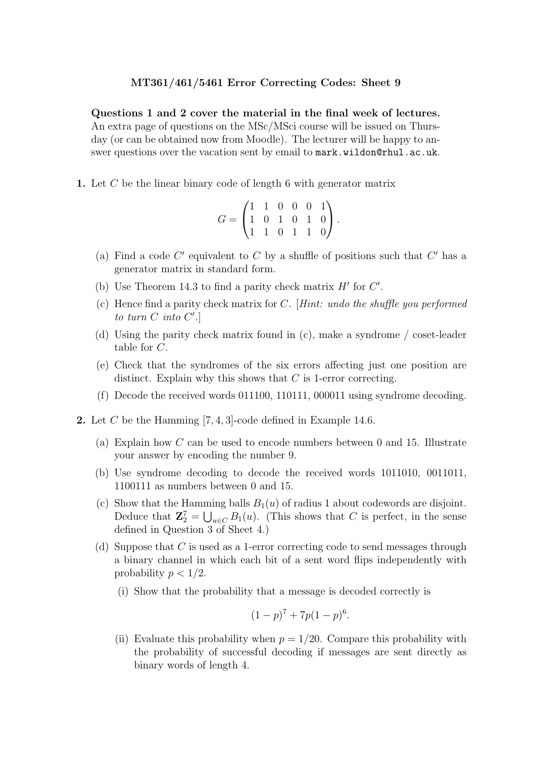**MT361/461/5461 Error Correcting Codes: Sheet 9**

**Questions 1 and 2 cover the material in the final week of lectures.** An extra page of questions on the MSc/MSci course will be issued on Thursday (or can be obtained now from Moodle). The lecturer will be happy to answer questions over the vacation sent by email to `mark.wildon@rhul.ac.uk`.

**1.** Let $C$ be the linear binary code of length 6 with generator matrix

$$G = \begin{pmatrix} 1 & 1 & 0 & 0 & 0 & 1 \\ 1 & 0 & 1 & 0 & 1 & 0 \\ 1 & 1 & 0 & 1 & 1 & 0 \end{pmatrix}.$$

(a) Find a code $C'$ equivalent to $C$ by a shuffle of positions such that $C'$ has a generator matrix in standard form.

(b) Use Theorem 14.3 to find a parity check matrix $H'$ for $C'$.

(c) Hence find a parity check matrix for $C$. [*Hint: undo the shuffle you performed to turn $C$ into $C'$.*]

(d) Using the parity check matrix found in (c), make a syndrome / coset-leader table for $C$.

(e) Check that the syndromes of the six errors affecting just one position are distinct. Explain why this shows that $C$ is 1-error correcting.

(f) Decode the received words 011100, 110111, 000011 using syndrome decoding.

**2.** Let $C$ be the Hamming $[7, 4, 3]$-code defined in Example 14.6.

(a) Explain how $C$ can be used to encode numbers between 0 and 15. Illustrate your answer by encoding the number 9.

(b) Use syndrome decoding to decode the received words 1011010, 0011011, 1100111 as numbers between 0 and 15.

(c) Show that the Hamming balls $B_1(u)$ of radius 1 about codewords are disjoint. Deduce that $\mathbf{Z}_2^7 = \bigcup_{u \in C} B_1(u)$. (This shows that $C$ is perfect, in the sense defined in Question 3 of Sheet 4.)

(d) Suppose that $C$ is used as a 1-error correcting code to send messages through a binary channel in which each bit of a sent word flips independently with probability $p < 1/2$.

(i) Show that the probability that a message is decoded correctly is

$$(1 - p)^7 + 7p(1 - p)^6.$$

(ii) Evaluate this probability when $p = 1/20$. Compare this probability with the probability of successful decoding if messages are sent directly as binary words of length 4.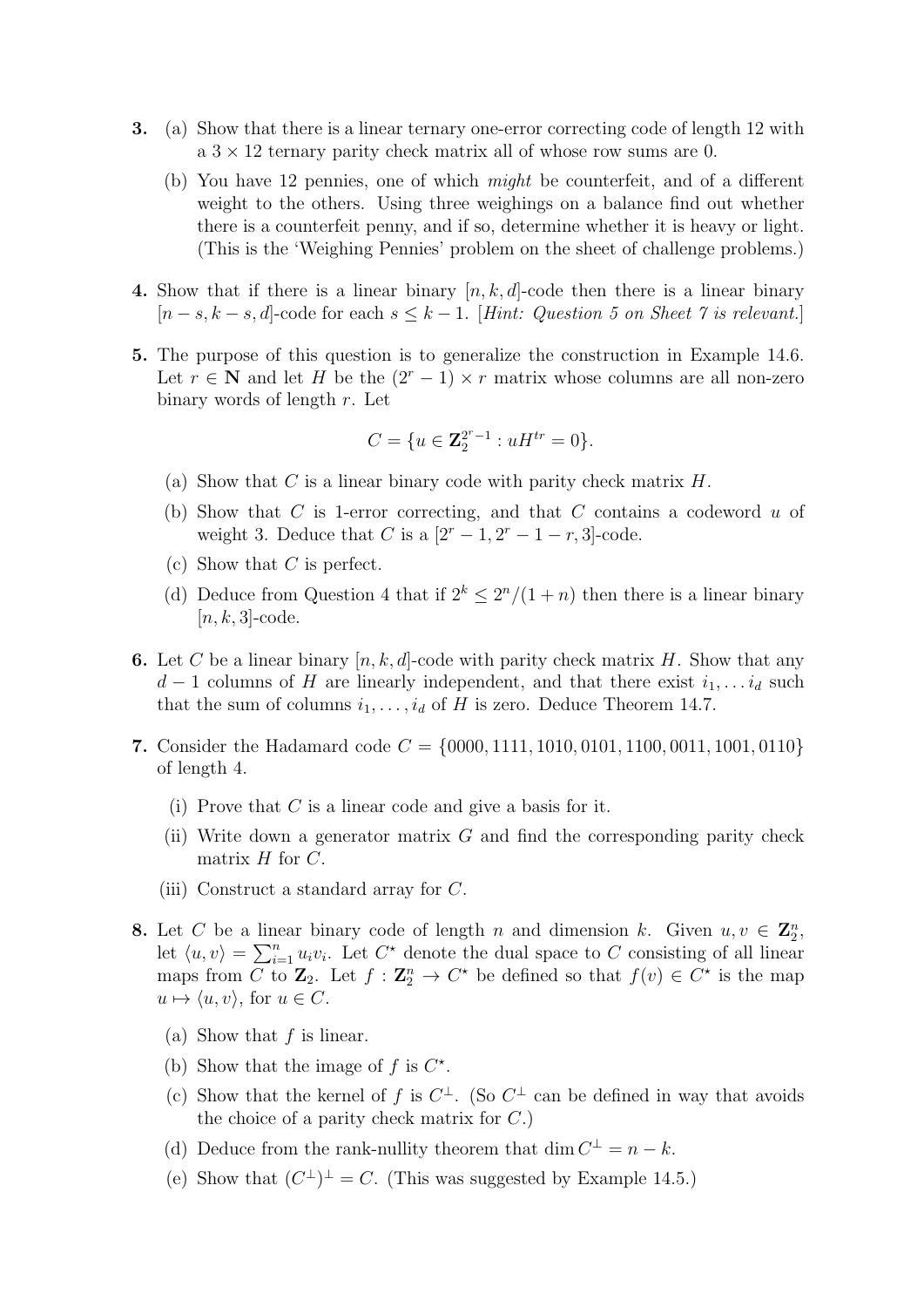**3.** (a) Show that there is a linear ternary one-error correcting code of length 12 with a $3 \times 12$ ternary parity check matrix all of whose row sums are 0.

(b) You have 12 pennies, one of which *might* be counterfeit, and of a different weight to the others. Using three weighings on a balance find out whether there is a counterfeit penny, and if so, determine whether it is heavy or light. (This is the 'Weighing Pennies' problem on the sheet of challenge problems.)

**4.** Show that if there is a linear binary $[n, k, d]$-code then there is a linear binary $[n - s, k - s, d]$-code for each $s \leq k - 1$. [*Hint: Question 5 on Sheet 7 is relevant.*]

**5.** The purpose of this question is to generalize the construction in Example 14.6. Let $r \in \mathbf{N}$ and let $H$ be the $(2^r - 1) \times r$ matrix whose columns are all non-zero binary words of length $r$. Let

$$C = \{u \in \mathbf{Z}_2^{2^r - 1} : uH^{tr} = 0\}.$$

(a) Show that $C$ is a linear binary code with parity check matrix $H$.

(b) Show that $C$ is 1-error correcting, and that $C$ contains a codeword $u$ of weight 3. Deduce that $C$ is a $[2^r - 1, 2^r - 1 - r, 3]$-code.

(c) Show that $C$ is perfect.

(d) Deduce from Question 4 that if $2^k \leq 2^n/(1 + n)$ then there is a linear binary $[n, k, 3]$-code.

**6.** Let $C$ be a linear binary $[n, k, d]$-code with parity check matrix $H$. Show that any $d - 1$ columns of $H$ are linearly independent, and that there exist $i_1, \ldots i_d$ such that the sum of columns $i_1, \ldots, i_d$ of $H$ is zero. Deduce Theorem 14.7.

**7.** Consider the Hadamard code $C = \{0000, 1111, 1010, 0101, 1100, 0011, 1001, 0110\}$ of length 4.

(i) Prove that $C$ is a linear code and give a basis for it.

(ii) Write down a generator matrix $G$ and find the corresponding parity check matrix $H$ for $C$.

(iii) Construct a standard array for $C$.

**8.** Let $C$ be a linear binary code of length $n$ and dimension $k$. Given $u, v \in \mathbf{Z}_2^n$, let $\langle u, v \rangle = \sum_{i=1}^{n} u_i v_i$. Let $C^\star$ denote the dual space to $C$ consisting of all linear maps from $C$ to $\mathbf{Z}_2$. Let $f : \mathbf{Z}_2^n \to C^\star$ be defined so that $f(v) \in C^\star$ is the map $u \mapsto \langle u, v \rangle$, for $u \in C$.

(a) Show that $f$ is linear.

(b) Show that the image of $f$ is $C^\star$.

(c) Show that the kernel of $f$ is $C^\perp$. (So $C^\perp$ can be defined in way that avoids the choice of a parity check matrix for $C$.)

(d) Deduce from the rank-nullity theorem that $\dim C^\perp = n - k$.

(e) Show that $(C^\perp)^\perp = C$. (This was suggested by Example 14.5.)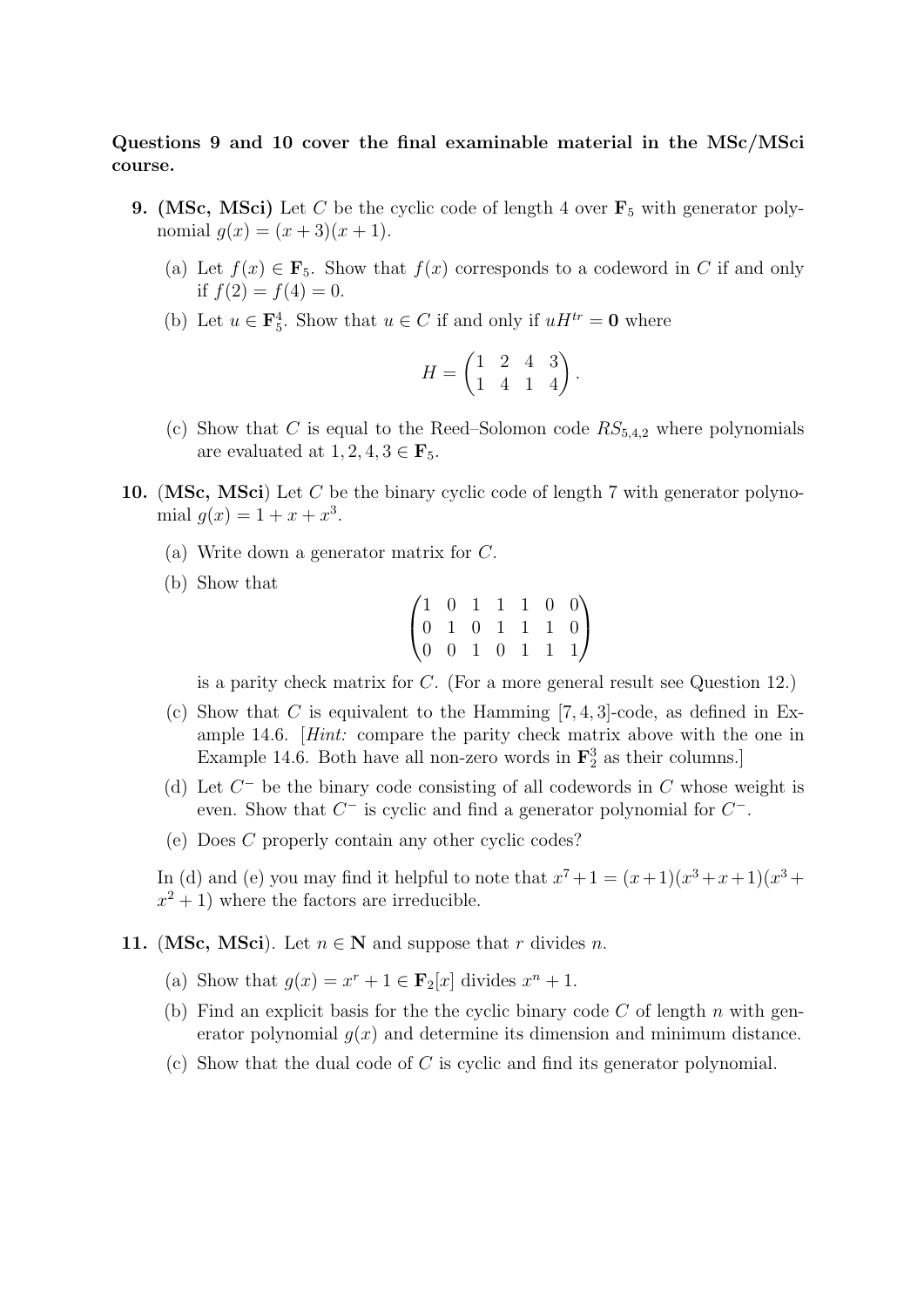**Questions 9 and 10 cover the final examinable material in the MSc/MSci course.**

**9. (MSc, MSci)** Let $C$ be the cyclic code of length 4 over $\mathbf{F}_5$ with generator polynomial $g(x) = (x+3)(x+1)$.

(a) Let $f(x) \in \mathbf{F}_5$. Show that $f(x)$ corresponds to a codeword in $C$ if and only if $f(2) = f(4) = 0$.

(b) Let $u \in \mathbf{F}_5^4$. Show that $u \in C$ if and only if $uH^{tr} = \mathbf{0}$ where

$$H = \begin{pmatrix} 1 & 2 & 4 & 3 \\ 1 & 4 & 1 & 4 \end{pmatrix}.$$

(c) Show that $C$ is equal to the Reed–Solomon code $RS_{5,4,2}$ where polynomials are evaluated at $1, 2, 4, 3 \in \mathbf{F}_5$.

**10.** (**MSc, MSci**) Let $C$ be the binary cyclic code of length 7 with generator polynomial $g(x) = 1 + x + x^3$.

(a) Write down a generator matrix for $C$.

(b) Show that

$$\begin{pmatrix} 1 & 0 & 1 & 1 & 1 & 0 & 0 \\ 0 & 1 & 0 & 1 & 1 & 1 & 0 \\ 0 & 0 & 1 & 0 & 1 & 1 & 1 \end{pmatrix}$$

is a parity check matrix for $C$. (For a more general result see Question 12.)

(c) Show that $C$ is equivalent to the Hamming $[7,4,3]$-code, as defined in Example 14.6. [*Hint:* compare the parity check matrix above with the one in Example 14.6. Both have all non-zero words in $\mathbf{F}_2^3$ as their columns.]

(d) Let $C^-$ be the binary code consisting of all codewords in $C$ whose weight is even. Show that $C^-$ is cyclic and find a generator polynomial for $C^-$.

(e) Does $C$ properly contain any other cyclic codes?

In (d) and (e) you may find it helpful to note that $x^7+1 = (x+1)(x^3+x+1)(x^3+x^2+1)$ where the factors are irreducible.

**11.** (**MSc, MSci**). Let $n \in \mathbf{N}$ and suppose that $r$ divides $n$.

(a) Show that $g(x) = x^r + 1 \in \mathbf{F}_2[x]$ divides $x^n + 1$.

(b) Find an explicit basis for the the cyclic binary code $C$ of length $n$ with generator polynomial $g(x)$ and determine its dimension and minimum distance.

(c) Show that the dual code of $C$ is cyclic and find its generator polynomial.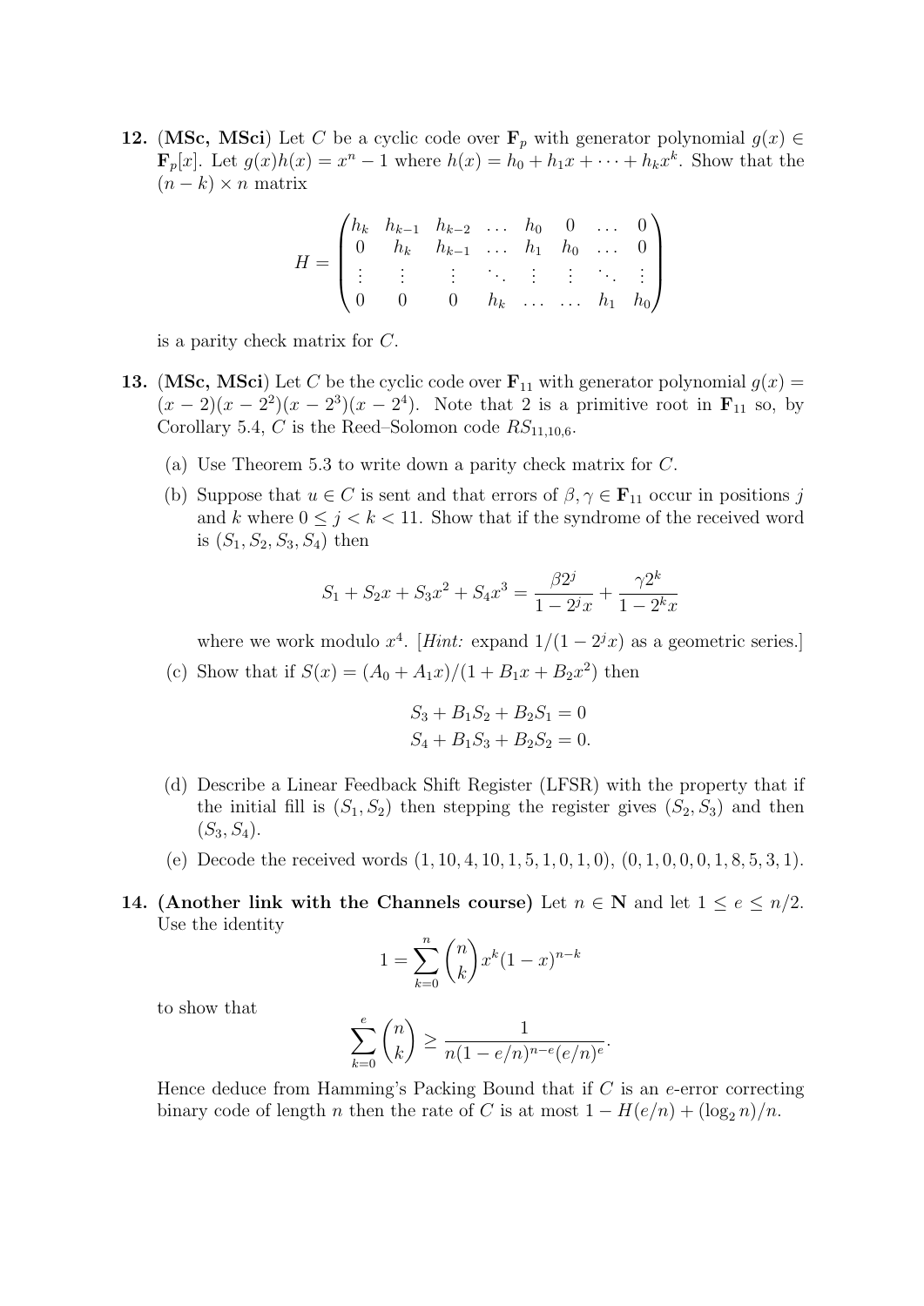**12.** (**MSc, MSci**) Let $C$ be a cyclic code over $\mathbf{F}_p$ with generator polynomial $g(x) \in \mathbf{F}_p[x]$. Let $g(x)h(x) = x^n - 1$ where $h(x) = h_0 + h_1 x + \cdots + h_k x^k$. Show that the $(n-k) \times n$ matrix

$$H = \begin{pmatrix} h_k & h_{k-1} & h_{k-2} & \ldots & h_0 & 0 & \ldots & 0 \\ 0 & h_k & h_{k-1} & \ldots & h_1 & h_0 & \ldots & 0 \\ \vdots & \vdots & \vdots & \ddots & \vdots & \vdots & \ddots & \vdots \\ 0 & 0 & 0 & h_k & \ldots & \ldots & h_1 & h_0 \end{pmatrix}$$

is a parity check matrix for $C$.

**13.** (**MSc, MSci**) Let $C$ be the cyclic code over $\mathbf{F}_{11}$ with generator polynomial $g(x) = (x-2)(x-2^2)(x-2^3)(x-2^4)$. Note that 2 is a primitive root in $\mathbf{F}_{11}$ so, by Corollary 5.4, $C$ is the Reed–Solomon code $RS_{11,10,6}$.

(a) Use Theorem 5.3 to write down a parity check matrix for $C$.

(b) Suppose that $u \in C$ is sent and that errors of $\beta, \gamma \in \mathbf{F}_{11}$ occur in positions $j$ and $k$ where $0 \le j < k < 11$. Show that if the syndrome of the received word is $(S_1, S_2, S_3, S_4)$ then

$$S_1 + S_2 x + S_3 x^2 + S_4 x^3 = \frac{\beta 2^j}{1 - 2^j x} + \frac{\gamma 2^k}{1 - 2^k x}$$

where we work modulo $x^4$. [*Hint:* expand $1/(1 - 2^j x)$ as a geometric series.]

(c) Show that if $S(x) = (A_0 + A_1 x)/(1 + B_1 x + B_2 x^2)$ then

$$S_3 + B_1 S_2 + B_2 S_1 = 0$$
$$S_4 + B_1 S_3 + B_2 S_2 = 0.$$

(d) Describe a Linear Feedback Shift Register (LFSR) with the property that if the initial fill is $(S_1, S_2)$ then stepping the register gives $(S_2, S_3)$ and then $(S_3, S_4)$.

(e) Decode the received words $(1, 10, 4, 10, 1, 5, 1, 0, 1, 0)$, $(0, 1, 0, 0, 0, 1, 8, 5, 3, 1)$.

**14.** **(Another link with the Channels course)** Let $n \in \mathbf{N}$ and let $1 \le e \le n/2$. Use the identity

$$1 = \sum_{k=0}^{n} \binom{n}{k} x^k (1-x)^{n-k}$$

to show that

$$\sum_{k=0}^{e} \binom{n}{k} \ge \frac{1}{n(1 - e/n)^{n-e}(e/n)^e}.$$

Hence deduce from Hamming's Packing Bound that if $C$ is an $e$-error correcting binary code of length $n$ then the rate of $C$ is at most $1 - H(e/n) + (\log_2 n)/n$.